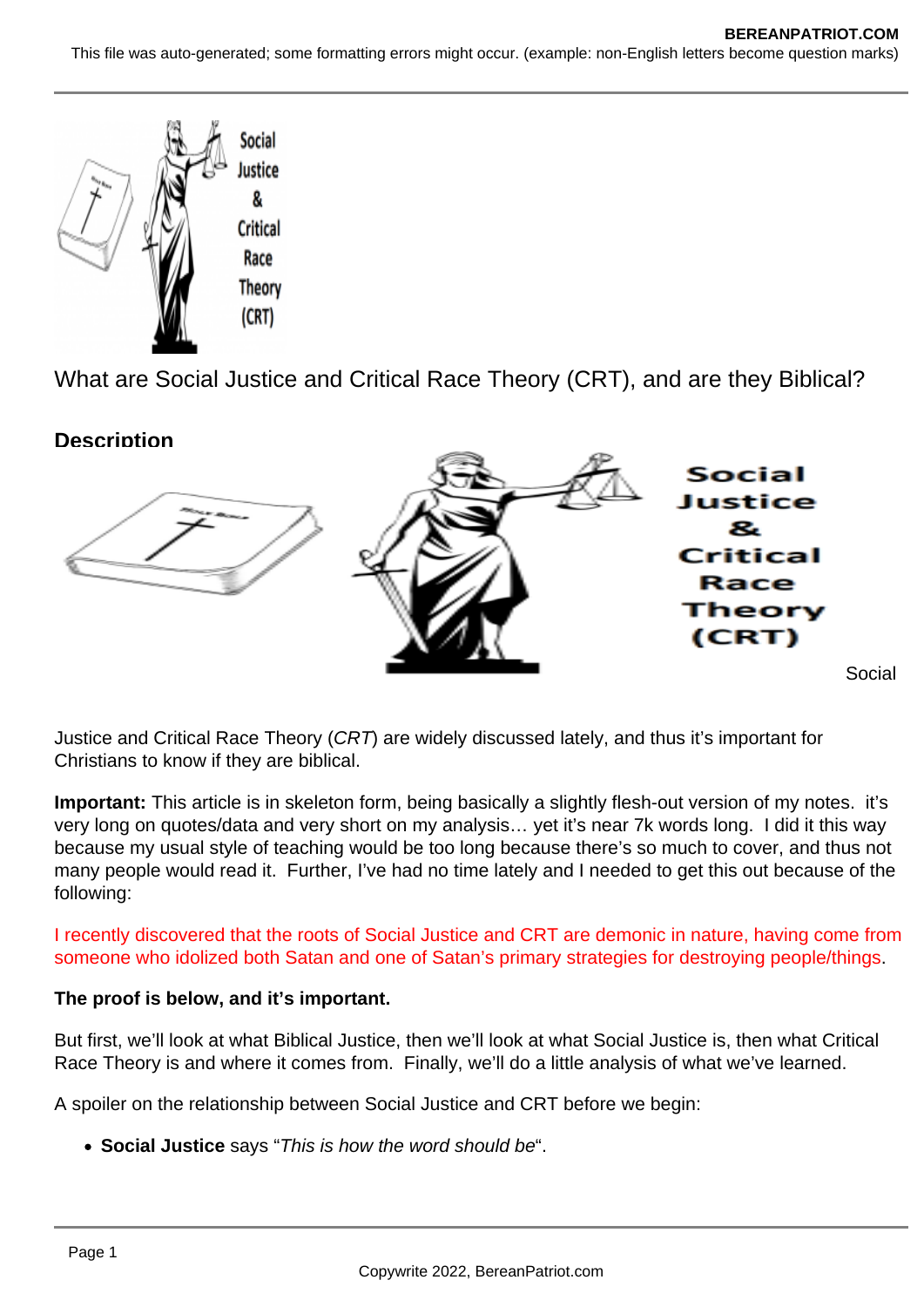What are Social Justice and Critical Race Theory (CRT), and are they Biblical?

## Description

Social Justice and Critical Race Theory (*CRT*) are widely discussed lately, and thus it's important for Christians to know if they are biblical.

**Important:** This article is in skeleton form, being basically a slightly flesh-out version of my notes. it's very long on quotes/data and very short on my analysis… yet it's near 7k words long. I did it this way because my usual style of teaching would be too long because there's so much to cover, and thus not many people would read it. Further, I've had no time lately and I needed to get this out because of the following:

I recently discovered that the roots of Social Justice and CRT are demonic in nature, having come from someone who idolized both Satan and one of Satan's primary strategies for destroying people/things.

**The proof is below, and it's important.**

But first, we'll look at what Biblical Justice, then we'll look at what Social Justice is, then what Critical Race Theory is and where it comes from. Finally, we'll do a little analysis of what we've learned.

A spoiler on the relationship between Social Justice and CRT before we begin:

- **Social Justice** says "*This is how the word should be*".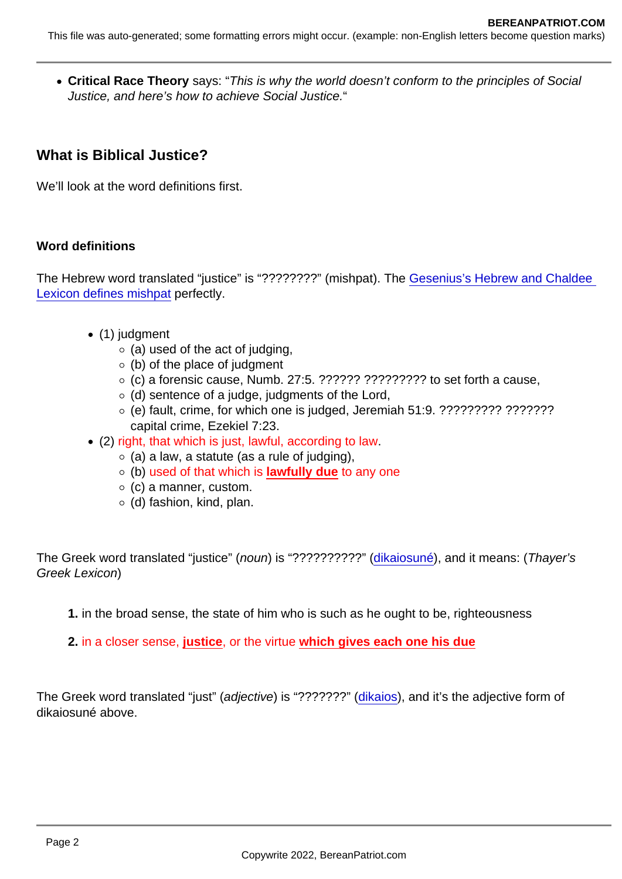- **Critical Race Theory** says: "*This is why the world doesn't conform to the principles of Social Justice, and here's how to achieve Social Justice.*"

## What is Biblical Justice?

We'll look at the word definitions first.

### Word definitions

The Hebrew word translated "justice" is "????????" (mishpat). The Gesenius's Hebrew and Chaldee Lexicon defines mishpat perfectly.

- (1) judgment
  - (a) used of the act of judging,
  - (b) of the place of judgment
  - (c) a forensic cause, Numb. 27:5. ?????? ????????? to set forth a cause,
  - (d) sentence of a judge, judgments of the Lord,
  - (e) fault, crime, for which one is judged, Jeremiah 51:9. ????????? ??????? capital crime, Ezekiel 7:23.
- (2) right, that which is just, lawful, according to law.
  - (a) a law, a statute (as a rule of judging),
  - (b) used of that which is **lawfully due** to any one
  - (c) a manner, custom.
  - (d) fashion, kind, plan.

The Greek word translated "justice" (*noun*) is "??????????" (dikaiosuné), and it means: (*Thayer's Greek Lexicon*)

**1.** in the broad sense, the state of him who is such as he ought to be, righteousness

**2.** in a closer sense, **justice**, or the virtue **which gives each one his due**

The Greek word translated "just" (*adjective*) is "???????" (dikaios), and it's the adjective form of dikaiosuné above.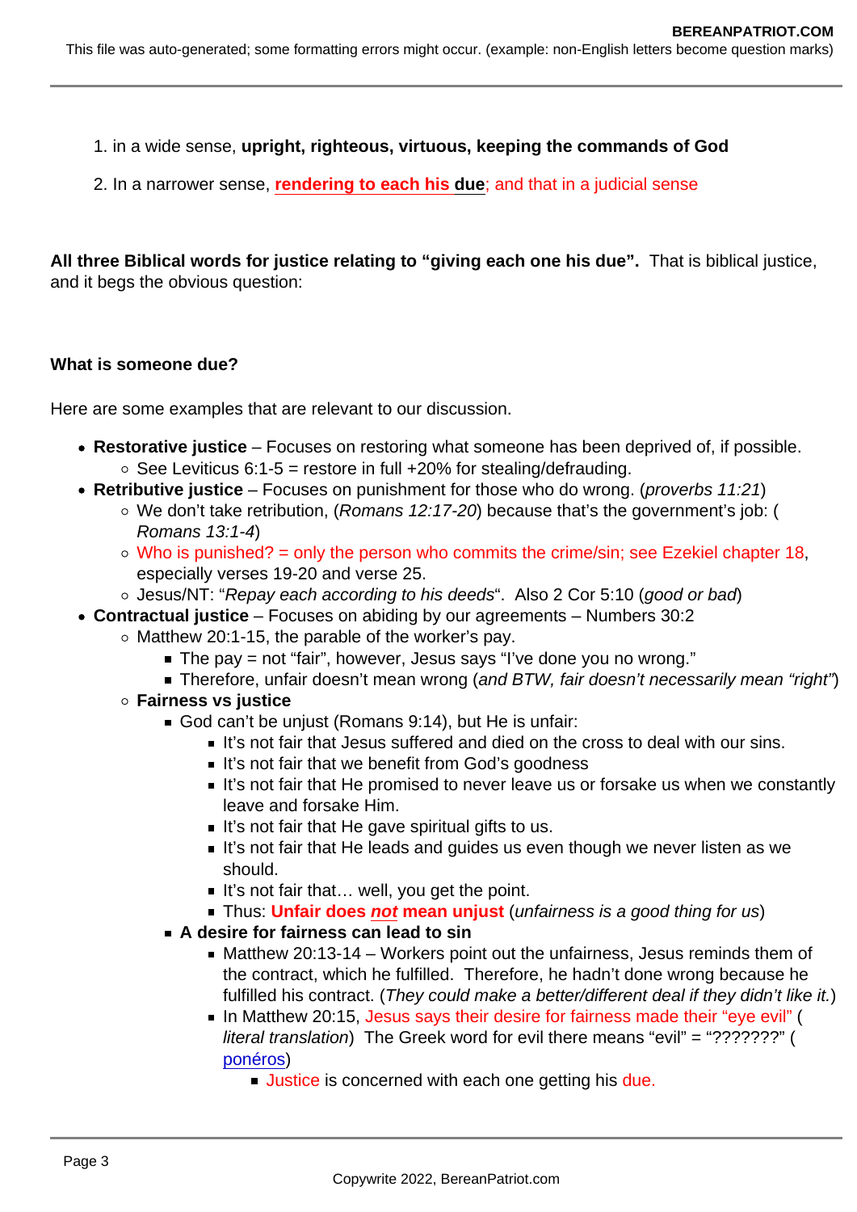1. in a wide sense, **upright, righteous, virtuous, keeping the commands of God**

2. In a narrower sense, **rendering to each his due**; and that in a judicial sense

**All three Biblical words for justice relating to "giving each one his due".** That is biblical justice, and it begs the obvious question:

**What is someone due?**

Here are some examples that are relevant to our discussion.

- **Restorative justice** – Focuses on restoring what someone has been deprived of, if possible.
  - See Leviticus 6:1-5 = restore in full +20% for stealing/defrauding.
- **Retributive justice** – Focuses on punishment for those who do wrong. (*proverbs 11:21*)
  - We don't take retribution, (*Romans 12:17-20*) because that's the government's job: (*Romans 13:1-4*)
  - Who is punished? = only the person who commits the crime/sin; see Ezekiel chapter 18, especially verses 19-20 and verse 25.
  - Jesus/NT: "*Repay each according to his deeds*". Also 2 Cor 5:10 (*good or bad*)
- **Contractual justice** – Focuses on abiding by our agreements – Numbers 30:2
  - Matthew 20:1-15, the parable of the worker's pay.
    - The pay = not "fair", however, Jesus says "I've done you no wrong."
    - Therefore, unfair doesn't mean wrong (*and BTW, fair doesn't necessarily mean "right"*)
  - **Fairness vs justice**
    - God can't be unjust (Romans 9:14), but He is unfair:
      - It's not fair that Jesus suffered and died on the cross to deal with our sins.
      - It's not fair that we benefit from God's goodness
      - It's not fair that He promised to never leave us or forsake us when we constantly leave and forsake Him.
      - It's not fair that He gave spiritual gifts to us.
      - It's not fair that He leads and guides us even though we never listen as we should.
      - It's not fair that… well, you get the point.
      - Thus: **Unfair does *not* mean unjust** (*unfairness is a good thing for us*)
    - **A desire for fairness can lead to sin**
      - Matthew 20:13-14 – Workers point out the unfairness, Jesus reminds them of the contract, which he fulfilled. Therefore, he hadn't done wrong because he fulfilled his contract. (*They could make a better/different deal if they didn't like it.*)
      - In Matthew 20:15, Jesus says their desire for fairness made their "eye evil" (*literal translation*) The Greek word for evil there means "evil" = "???????" (ponéros)
        - Justice is concerned with each one getting his due.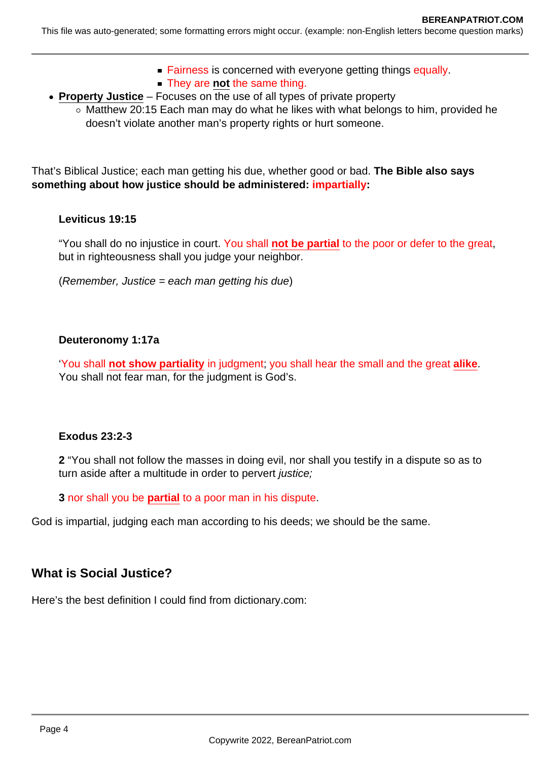- Fairness is concerned with everyone getting things equally.
    - They are **not** the same thing.
- **Property Justice** – Focuses on the use of all types of private property
  - Matthew 20:15 Each man may do what he likes with what belongs to him, provided he doesn't violate another man's property rights or hurt someone.

That's Biblical Justice; each man getting his due, whether good or bad. **The Bible also says something about how justice should be administered: impartially:**

> **Leviticus 19:15**
>
> "You shall do no injustice in court. You shall **not be partial** to the poor or defer to the great, but in righteousness shall you judge your neighbor.
>
> (*Remember, Justice = each man getting his due*)

> **Deuteronomy 1:17a**
>
> 'You shall **not show partiality** in judgment; you shall hear the small and the great **alike**. You shall not fear man, for the judgment is God's.

> **Exodus 23:2-3**
>
> **2** "You shall not follow the masses in doing evil, nor shall you testify in a dispute so as to turn aside after a multitude in order to pervert *justice;*
>
> **3** nor shall you be **partial** to a poor man in his dispute.

God is impartial, judging each man according to his deeds; we should be the same.

## What is Social Justice?

Here's the best definition I could find from dictionary.com: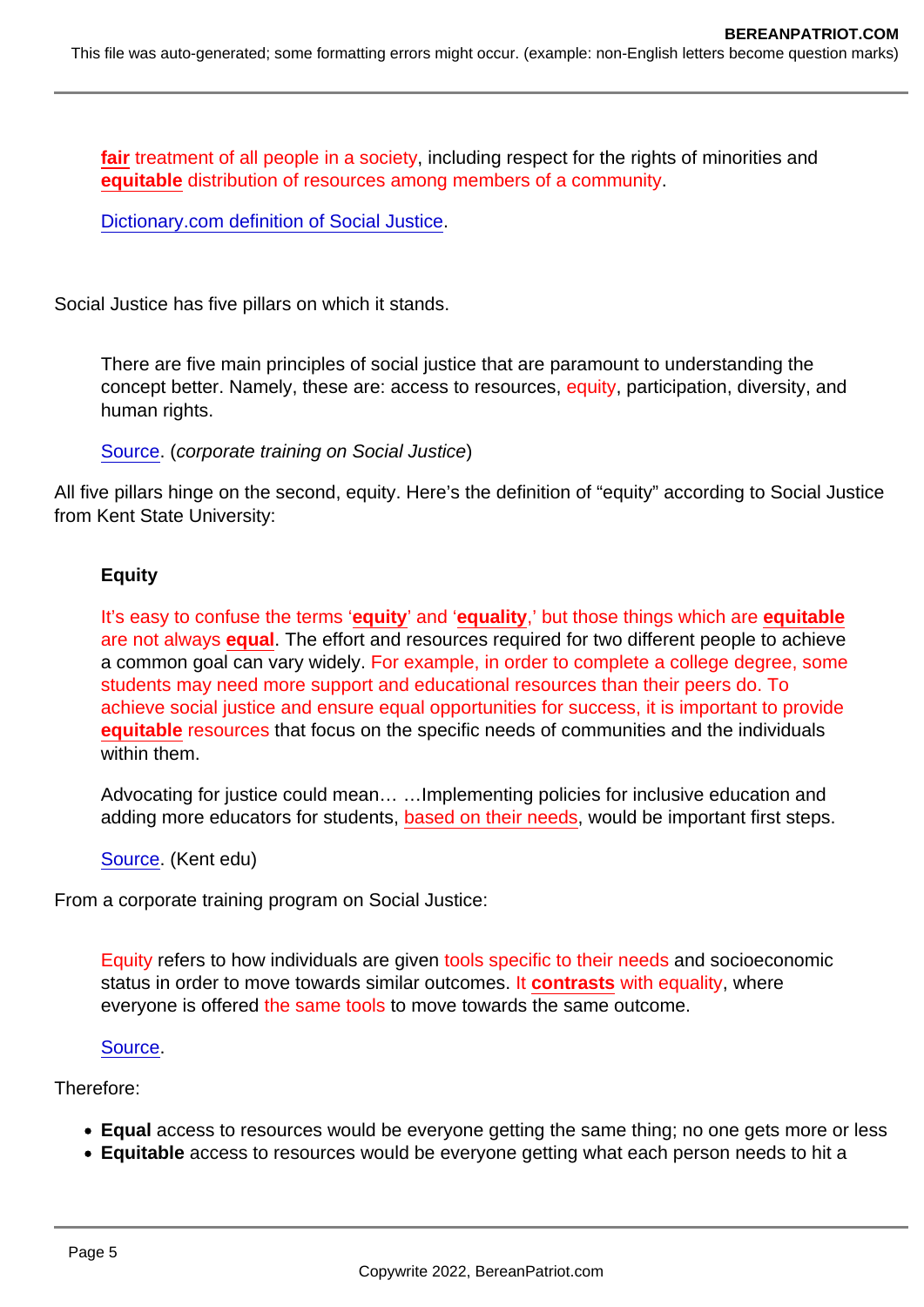> **fair** treatment of all people in a society, including respect for the rights of minorities and **equitable** distribution of resources among members of a community.
>
> Dictionary.com definition of Social Justice.

Social Justice has five pillars on which it stands.

> There are five main principles of social justice that are paramount to understanding the concept better. Namely, these are: access to resources, equity, participation, diversity, and human rights.
>
> Source. (*corporate training on Social Justice*)

All five pillars hinge on the second, equity. Here's the definition of "equity" according to Social Justice from Kent State University:

> **Equity**
>
> It's easy to confuse the terms '**equity**' and '**equality**,' but those things which are **equitable** are not always **equal**. The effort and resources required for two different people to achieve a common goal can vary widely. For example, in order to complete a college degree, some students may need more support and educational resources than their peers do. To achieve social justice and ensure equal opportunities for success, it is important to provide **equitable** resources that focus on the specific needs of communities and the individuals within them.
>
> Advocating for justice could mean… …Implementing policies for inclusive education and adding more educators for students, based on their needs, would be important first steps.
>
> Source. (Kent edu)

From a corporate training program on Social Justice:

> Equity refers to how individuals are given tools specific to their needs and socioeconomic status in order to move towards similar outcomes. It **contrasts** with equality, where everyone is offered the same tools to move towards the same outcome.
>
> Source.

Therefore:

- **Equal** access to resources would be everyone getting the same thing; no one gets more or less
- **Equitable** access to resources would be everyone getting what each person needs to hit a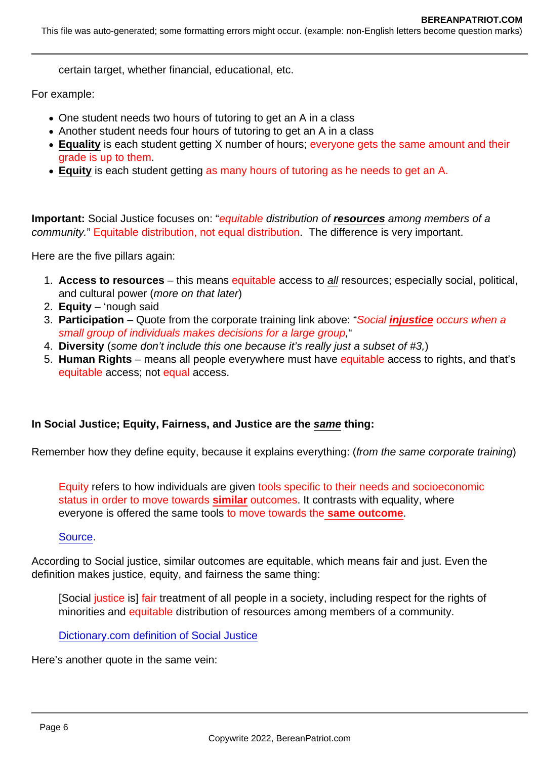certain target, whether financial, educational, etc.

For example:

- One student needs two hours of tutoring to get an A in a class
- Another student needs four hours of tutoring to get an A in a class
- **Equality** is each student getting X number of hours; everyone gets the same amount and their grade is up to them.
- **Equity** is each student getting as many hours of tutoring as he needs to get an A.

**Important:** Social Justice focuses on: "*equitable distribution of **resources** among members of a community.*" Equitable distribution, not equal distribution. The difference is very important.

Here are the five pillars again:

1. **Access to resources** – this means equitable access to *all* resources; especially social, political, and cultural power (*more on that later*)
2. **Equity** – 'nough said
3. **Participation** – Quote from the corporate training link above: "*Social **injustice** occurs when a small group of individuals makes decisions for a large group,*"
4. **Diversity** (*some don't include this one because it's really just a subset of #3,*)
5. **Human Rights** – means all people everywhere must have equitable access to rights, and that's equitable access; not equal access.

**In Social Justice; Equity, Fairness, and Justice are the *same* thing:**

Remember how they define equity, because it explains everything: (*from the same corporate training*)

> Equity refers to how individuals are given tools specific to their needs and socioeconomic status in order to move towards **similar** outcomes. It contrasts with equality, where everyone is offered the same tools to move towards the **same outcome**.
>
> Source.

According to Social justice, similar outcomes are equitable, which means fair and just. Even the definition makes justice, equity, and fairness the same thing:

> [Social justice is] fair treatment of all people in a society, including respect for the rights of minorities and equitable distribution of resources among members of a community.
>
> Dictionary.com definition of Social Justice

Here's another quote in the same vein: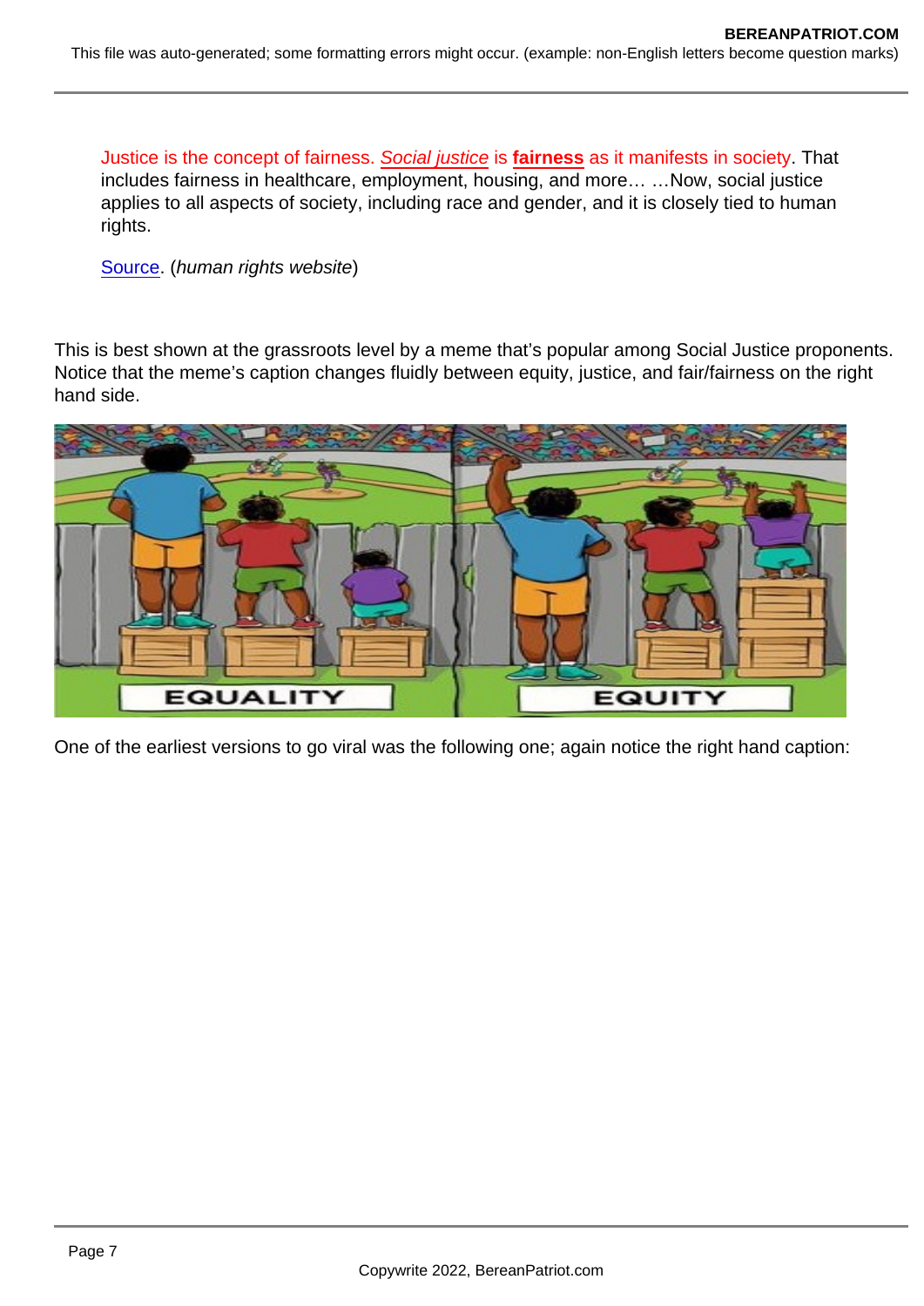> Justice is the concept of fairness. *Social justice* is **fairness** as it manifests in society. That includes fairness in healthcare, employment, housing, and more… …Now, social justice applies to all aspects of society, including race and gender, and it is closely tied to human rights.
>
> Source. (*human rights website*)

This is best shown at the grassroots level by a meme that's popular among Social Justice proponents. Notice that the meme's caption changes fluidly between equity, justice, and fair/fairness on the right hand side.

One of the earliest versions to go viral was the following one; again notice the right hand caption: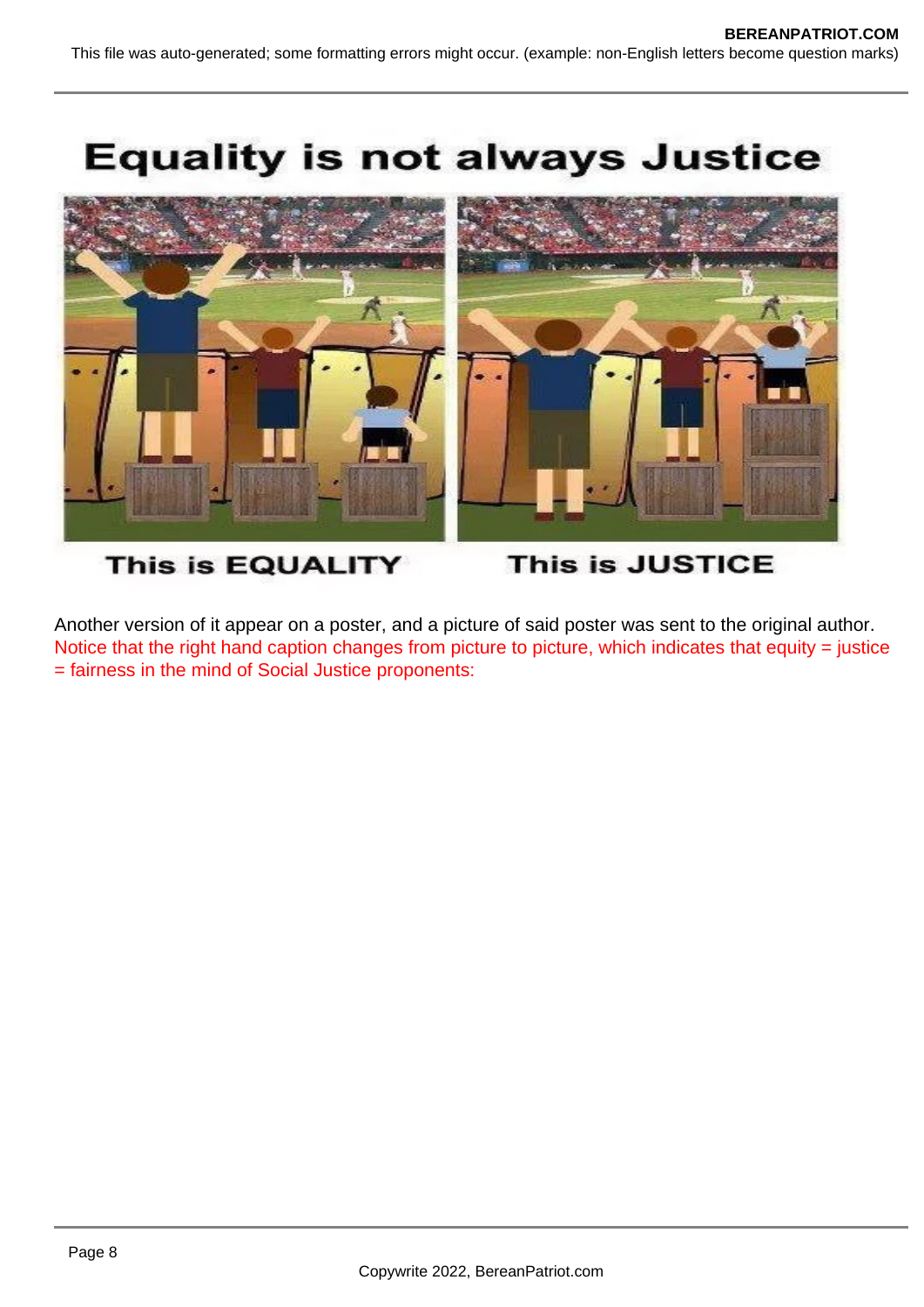Equality is not always Justice

This is EQUALITY

This is JUSTICE

Another version of it appear on a poster, and a picture of said poster was sent to the original author. Notice that the right hand caption changes from picture to picture, which indicates that equity = justice = fairness in the mind of Social Justice proponents: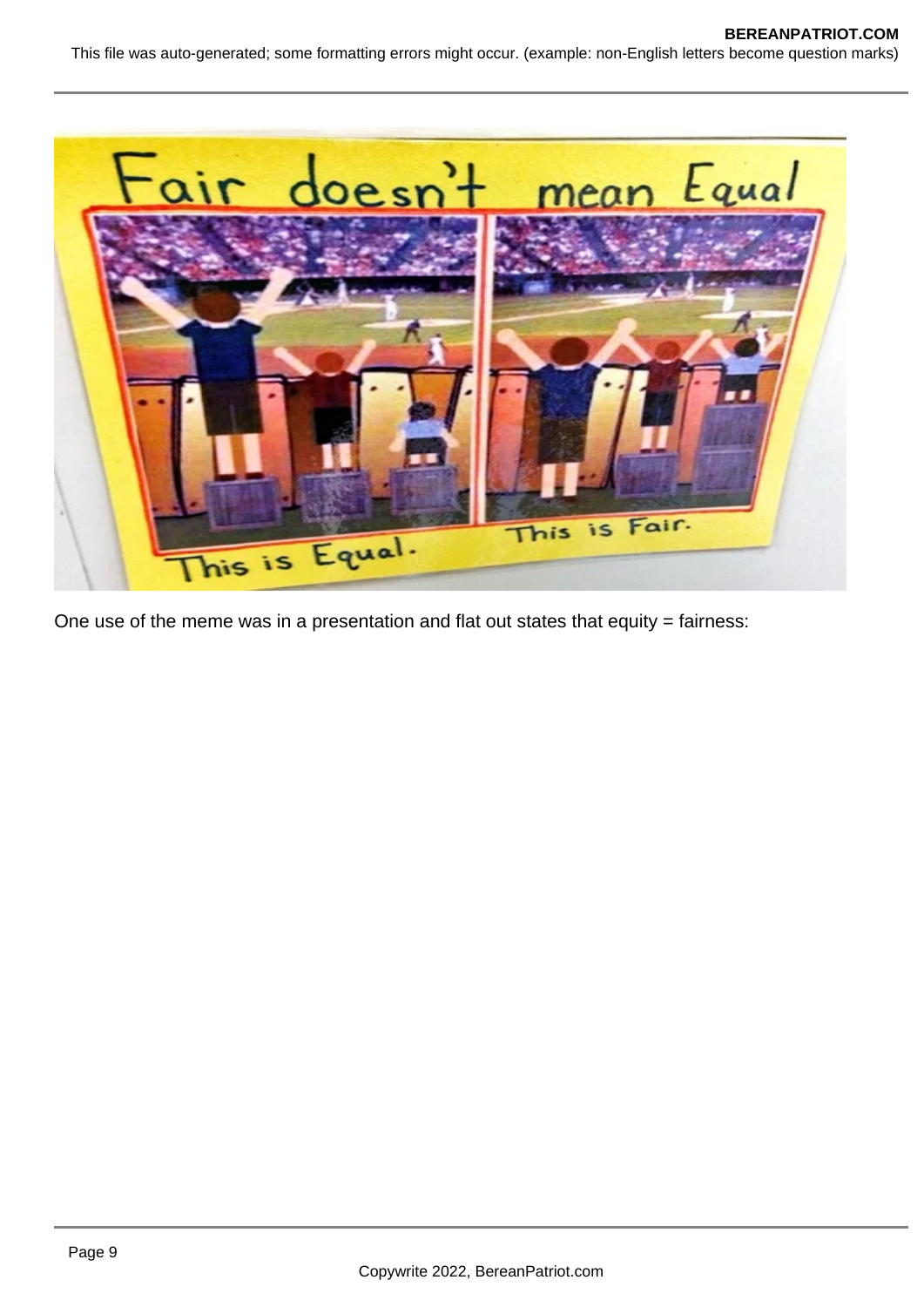One use of the meme was in a presentation and flat out states that equity = fairness: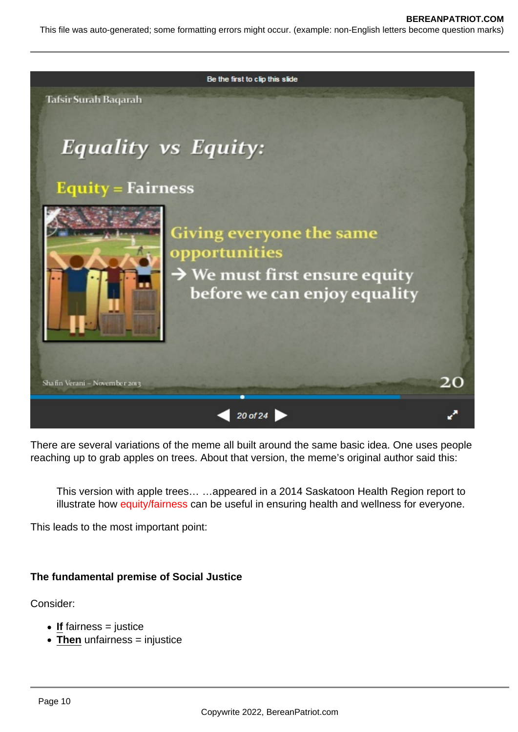Tafsir Surah Baqarah

Equality vs Equity:

Equity = Fairness

Giving everyone the same opportunities

→ We must first ensure equity before we can enjoy equality

Shafin Verani – November 2013

There are several variations of the meme all built around the same basic idea. One uses people reaching up to grab apples on trees. About that version, the meme's original author said this:

> This version with apple trees… …appeared in a 2014 Saskatoon Health Region report to illustrate how equity/fairness can be useful in ensuring health and wellness for everyone.

This leads to the most important point:

**The fundamental premise of Social Justice**

Consider:

- **If** fairness = justice
- **Then** unfairness = injustice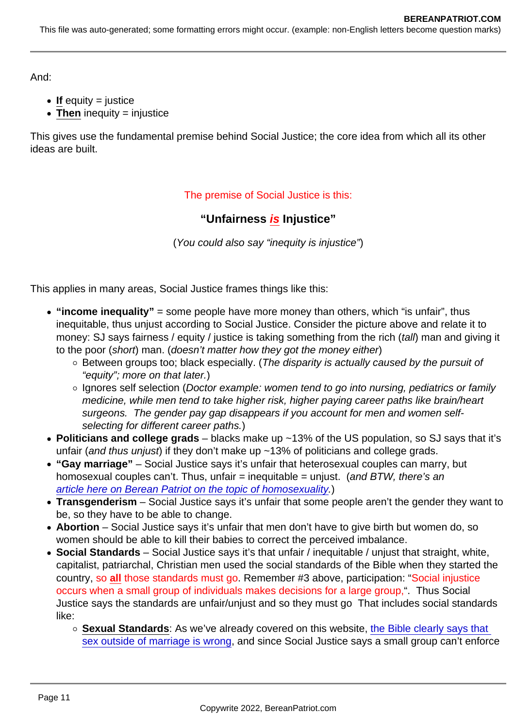And:

- **If** equity = justice
- **Then** inequity = injustice

This gives use the fundamental premise behind Social Justice; the core idea from which all its other ideas are built.

The premise of Social Justice is this:

**"Unfairness *is* Injustice"**

(*You could also say "inequity is injustice"*)

This applies in many areas, Social Justice frames things like this:

- **"income inequality"** = some people have more money than others, which "is unfair", thus inequitable, thus unjust according to Social Justice. Consider the picture above and relate it to money: SJ says fairness / equity / justice is taking something from the rich (*tall*) man and giving it to the poor (*short*) man. (*doesn't matter how they got the money either*)
  - Between groups too; black especially. (*The disparity is actually caused by the pursuit of "equity"; more on that later.*)
  - Ignores self selection (*Doctor example: women tend to go into nursing, pediatrics or family medicine, while men tend to take higher risk, higher paying career paths like brain/heart surgeons. The gender pay gap disappears if you account for men and women self-selecting for different career paths.*)
- **Politicians and college grads** – blacks make up ~13% of the US population, so SJ says that it's unfair (*and thus unjust*) if they don't make up ~13% of politicians and college grads.
- **"Gay marriage"** – Social Justice says it's unfair that heterosexual couples can marry, but homosexual couples can't. Thus, unfair = inequitable = unjust. (*and BTW, there's an [article here on Berean Patriot on the topic of homosexuality](#).*)
- **Transgenderism** – Social Justice says it's unfair that some people aren't the gender they want to be, so they have to be able to change.
- **Abortion** – Social Justice says it's unfair that men don't have to give birth but women do, so women should be able to kill their babies to correct the perceived imbalance.
- **Social Standards** – Social Justice says it's that unfair / inequitable / unjust that straight, white, capitalist, patriarchal, Christian men used the social standards of the Bible when they started the country, so **all** those standards must go. Remember #3 above, participation: "Social injustice occurs when a small group of individuals makes decisions for a large group,". Thus Social Justice says the standards are unfair/unjust and so they must go That includes social standards like:
  - **Sexual Standards**: As we've already covered on this website, [the Bible clearly says that sex outside of marriage is wrong](#), and since Social Justice says a small group can't enforce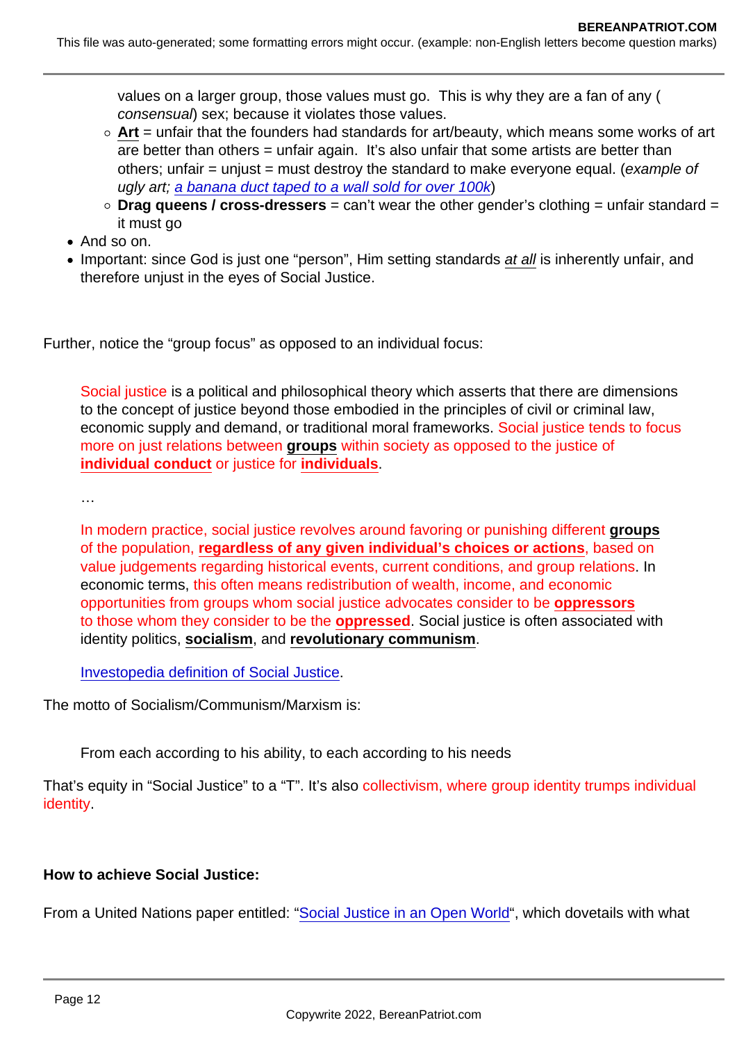values on a larger group, those values must go. This is why they are a fan of any (*consensual*) sex; because it violates those values.
  - **Art** = unfair that the founders had standards for art/beauty, which means some works of art are better than others = unfair again. It's also unfair that some artists are better than others; unfair = unjust = must destroy the standard to make everyone equal. (*example of ugly art; a banana duct taped to a wall sold for over 100k*)
  - **Drag queens / cross-dressers** = can't wear the other gender's clothing = unfair standard = it must go
- And so on.
- Important: since God is just one "person", Him setting standards *at all* is inherently unfair, and therefore unjust in the eyes of Social Justice.

Further, notice the "group focus" as opposed to an individual focus:

> Social justice is a political and philosophical theory which asserts that there are dimensions to the concept of justice beyond those embodied in the principles of civil or criminal law, economic supply and demand, or traditional moral frameworks. Social justice tends to focus more on just relations between **groups** within society as opposed to the justice of **individual conduct** or justice for **individuals**.
>
> …
>
> In modern practice, social justice revolves around favoring or punishing different **groups** of the population, **regardless of any given individual's choices or actions**, based on value judgements regarding historical events, current conditions, and group relations. In economic terms, this often means redistribution of wealth, income, and economic opportunities from groups whom social justice advocates consider to be **oppressors** to those whom they consider to be the **oppressed**. Social justice is often associated with identity politics, **socialism**, and **revolutionary communism**.
>
> Investopedia definition of Social Justice.

The motto of Socialism/Communism/Marxism is:

> From each according to his ability, to each according to his needs

That's equity in "Social Justice" to a "T". It's also collectivism, where group identity trumps individual identity.

**How to achieve Social Justice:**

From a United Nations paper entitled: "Social Justice in an Open World", which dovetails with what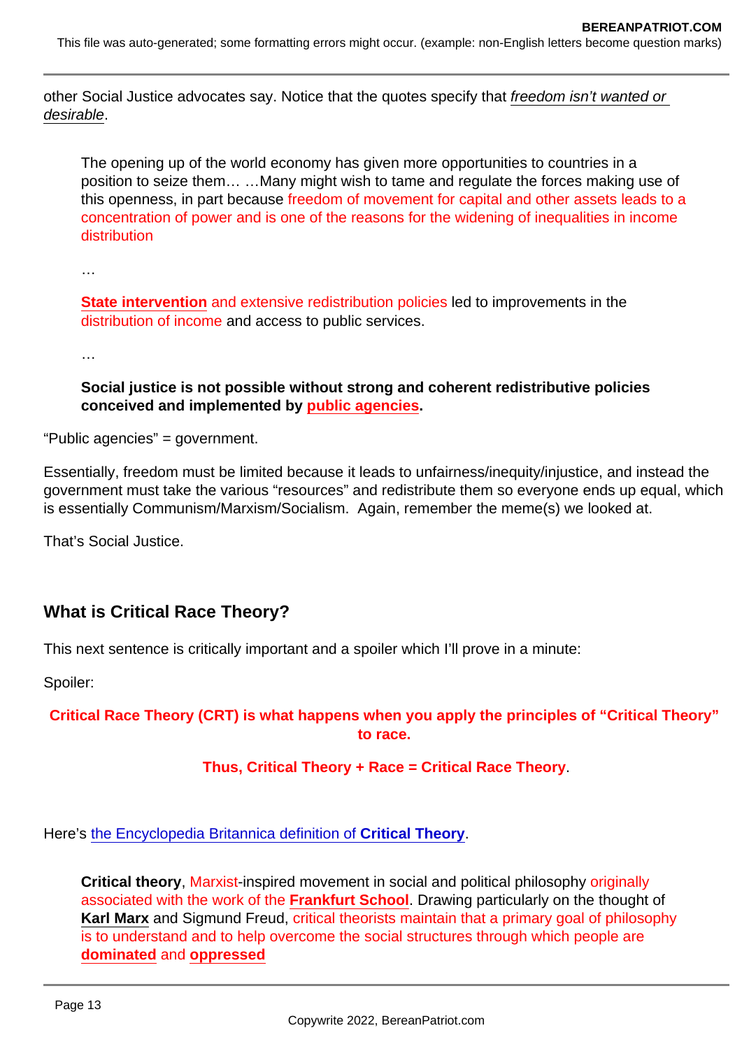other Social Justice advocates say. Notice that the quotes specify that *freedom isn't wanted or desirable*.

> The opening up of the world economy has given more opportunities to countries in a position to seize them… …Many might wish to tame and regulate the forces making use of this openness, in part because freedom of movement for capital and other assets leads to a concentration of power and is one of the reasons for the widening of inequalities in income distribution
>
> …
>
> **State intervention** and extensive redistribution policies led to improvements in the distribution of income and access to public services.
>
> …
>
> **Social justice is not possible without strong and coherent redistributive policies conceived and implemented by public agencies.**

"Public agencies" = government.

Essentially, freedom must be limited because it leads to unfairness/inequity/injustice, and instead the government must take the various "resources" and redistribute them so everyone ends up equal, which is essentially Communism/Marxism/Socialism. Again, remember the meme(s) we looked at.

That's Social Justice.

## What is Critical Race Theory?

This next sentence is critically important and a spoiler which I'll prove in a minute:

Spoiler:

**Critical Race Theory (CRT) is what happens when you apply the principles of "Critical Theory" to race.**

**Thus, Critical Theory + Race = Critical Race Theory**.

Here's the Encyclopedia Britannica definition of **Critical Theory**.

> **Critical theory**, Marxist-inspired movement in social and political philosophy originally associated with the work of the **Frankfurt School**. Drawing particularly on the thought of **Karl Marx** and Sigmund Freud, critical theorists maintain that a primary goal of philosophy is to understand and to help overcome the social structures through which people are **dominated** and **oppressed**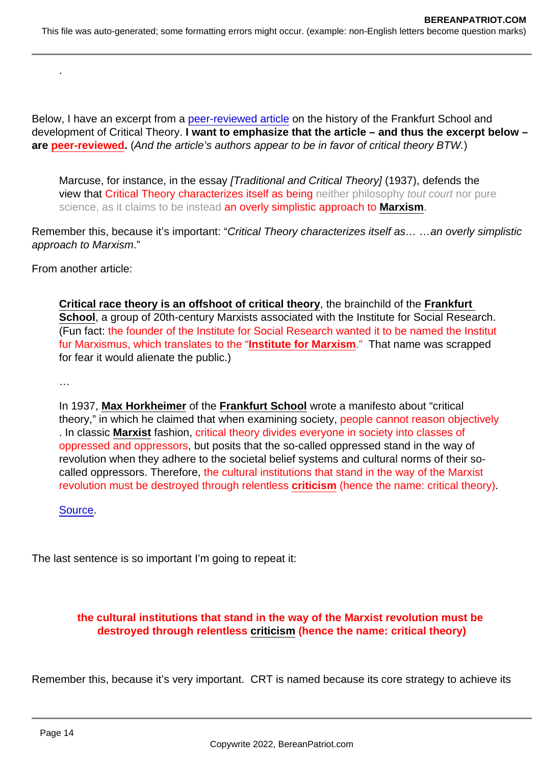.

Below, I have an excerpt from a peer-reviewed article on the history of the Frankfurt School and development of Critical Theory. **I want to emphasize that the article – and thus the excerpt below – are peer-reviewed.** (*And the article's authors appear to be in favor of critical theory BTW.*)

> Marcuse, for instance, in the essay *[Traditional and Critical Theory]* (1937), defends the view that Critical Theory characterizes itself as being neither philosophy *tout court* nor pure science, as it claims to be instead an overly simplistic approach to **Marxism**.

Remember this, because it's important: "*Critical Theory characterizes itself as… …an overly simplistic approach to Marxism*."

From another article:

> **Critical race theory is an offshoot of critical theory**, the brainchild of the **Frankfurt School**, a group of 20th-century Marxists associated with the Institute for Social Research. (Fun fact: the founder of the Institute for Social Research wanted it to be named the Institut fur Marxismus, which translates to the "**Institute for Marxism**." That name was scrapped for fear it would alienate the public.)
>
> …
>
> In 1937, **Max Horkheimer** of the **Frankfurt School** wrote a manifesto about "critical theory," in which he claimed that when examining society, people cannot reason objectively . In classic **Marxist** fashion, critical theory divides everyone in society into classes of oppressed and oppressors, but posits that the so-called oppressed stand in the way of revolution when they adhere to the societal belief systems and cultural norms of their so-called oppressors. Therefore, the cultural institutions that stand in the way of the Marxist revolution must be destroyed through relentless **criticism** (hence the name: critical theory).
>
> Source.

The last sentence is so important I'm going to repeat it:

**the cultural institutions that stand in the way of the Marxist revolution must be destroyed through relentless criticism (hence the name: critical theory)**

Remember this, because it's very important. CRT is named because its core strategy to achieve its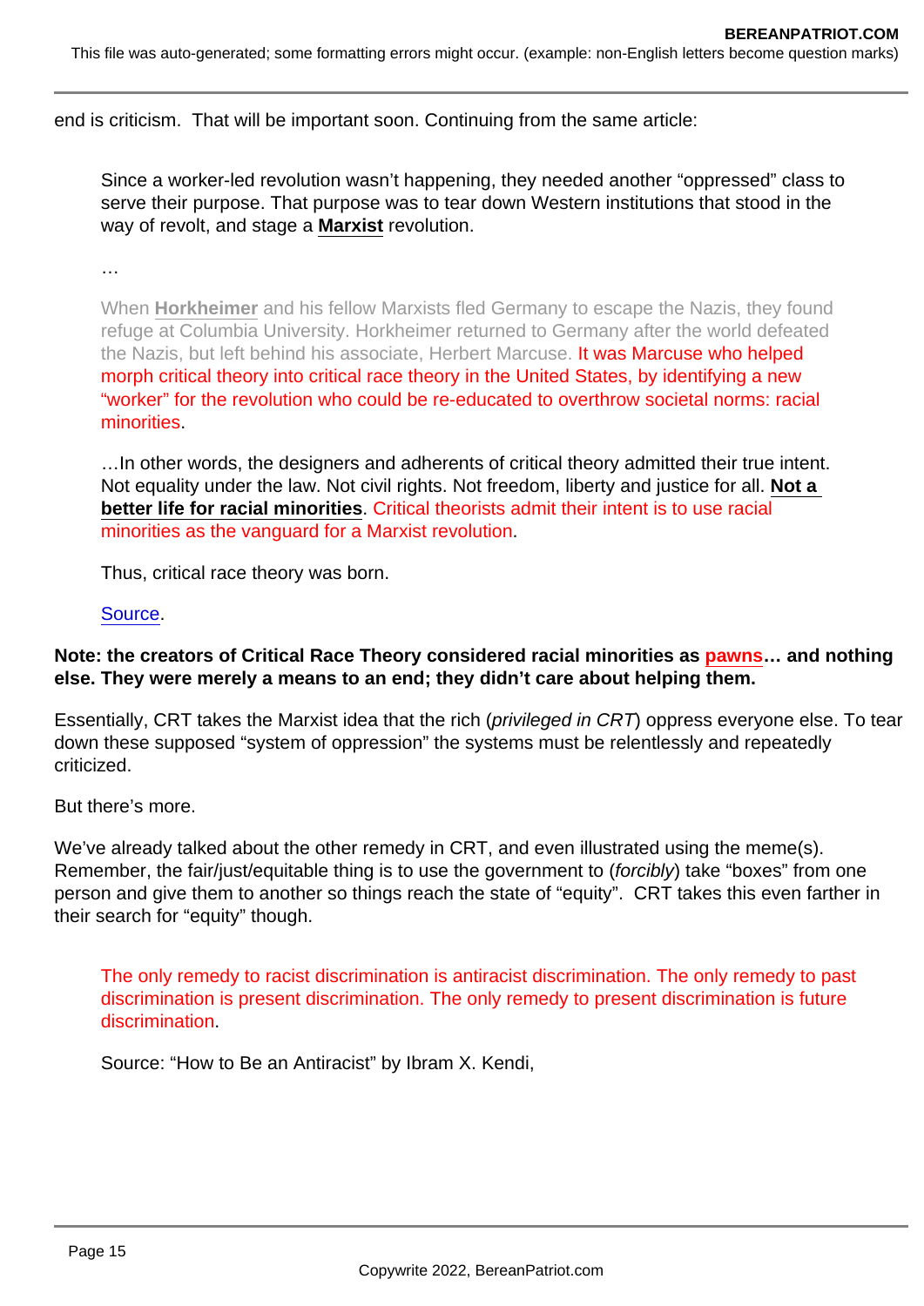end is criticism.  That will be important soon. Continuing from the same article:

> Since a worker-led revolution wasn't happening, they needed another "oppressed" class to serve their purpose. That purpose was to tear down Western institutions that stood in the way of revolt, and stage a **Marxist** revolution.
>
> …
>
> When **Horkheimer** and his fellow Marxists fled Germany to escape the Nazis, they found refuge at Columbia University. Horkheimer returned to Germany after the world defeated the Nazis, but left behind his associate, Herbert Marcuse. It was Marcuse who helped morph critical theory into critical race theory in the United States, by identifying a new "worker" for the revolution who could be re-educated to overthrow societal norms: racial minorities.
>
> …In other words, the designers and adherents of critical theory admitted their true intent. Not equality under the law. Not civil rights. Not freedom, liberty and justice for all. **Not a better life for racial minorities**. Critical theorists admit their intent is to use racial minorities as the vanguard for a Marxist revolution.
>
> Thus, critical race theory was born.
>
> Source.

**Note: the creators of Critical Race Theory considered racial minorities as pawns… and nothing else. They were merely a means to an end; they didn't care about helping them.**

Essentially, CRT takes the Marxist idea that the rich (*privileged in CRT*) oppress everyone else. To tear down these supposed "system of oppression" the systems must be relentlessly and repeatedly criticized.

But there's more.

We've already talked about the other remedy in CRT, and even illustrated using the meme(s). Remember, the fair/just/equitable thing is to use the government to (*forcibly*) take "boxes" from one person and give them to another so things reach the state of "equity".  CRT takes this even farther in their search for "equity" though.

> The only remedy to racist discrimination is antiracist discrimination. The only remedy to past discrimination is present discrimination. The only remedy to present discrimination is future discrimination.
>
> Source: "How to Be an Antiracist" by Ibram X. Kendi,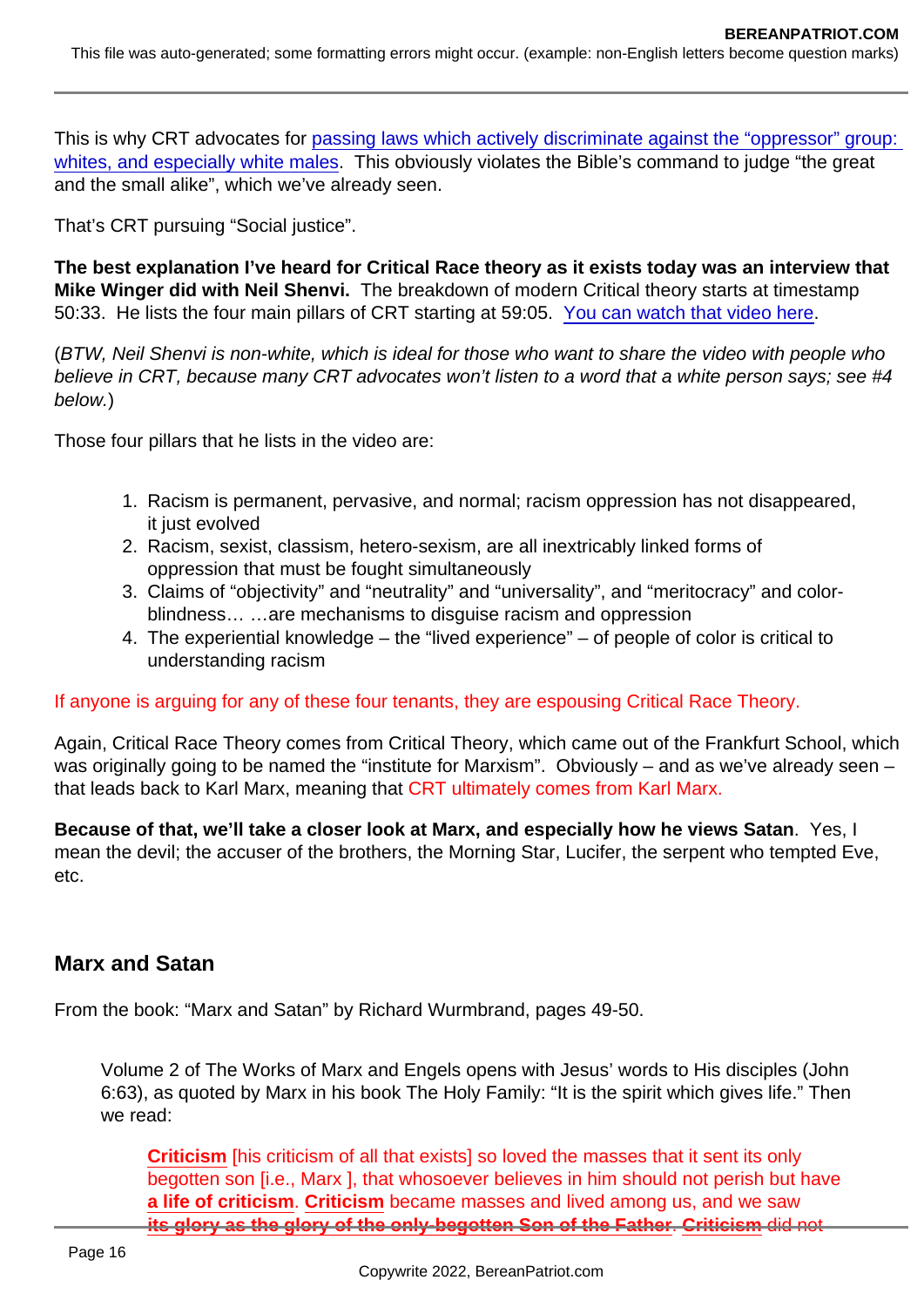This is why CRT advocates for passing laws which actively discriminate against the "oppressor" group: whites, and especially white males. This obviously violates the Bible's command to judge "the great and the small alike", which we've already seen.

That's CRT pursuing "Social justice".

**The best explanation I've heard for Critical Race theory as it exists today was an interview that Mike Winger did with Neil Shenvi.** The breakdown of modern Critical theory starts at timestamp 50:33. He lists the four main pillars of CRT starting at 59:05. You can watch that video here.

(*BTW, Neil Shenvi is non-white, which is ideal for those who want to share the video with people who believe in CRT, because many CRT advocates won't listen to a word that a white person says; see #4 below.*)

Those four pillars that he lists in the video are:

1. Racism is permanent, pervasive, and normal; racism oppression has not disappeared, it just evolved
2. Racism, sexist, classism, hetero-sexism, are all inextricably linked forms of oppression that must be fought simultaneously
3. Claims of "objectivity" and "neutrality" and "universality", and "meritocracy" and color-blindness… …are mechanisms to disguise racism and oppression
4. The experiential knowledge – the "lived experience" – of people of color is critical to understanding racism

If anyone is arguing for any of these four tenants, they are espousing Critical Race Theory.

Again, Critical Race Theory comes from Critical Theory, which came out of the Frankfurt School, which was originally going to be named the "institute for Marxism". Obviously – and as we've already seen – that leads back to Karl Marx, meaning that CRT ultimately comes from Karl Marx.

**Because of that, we'll take a closer look at Marx, and especially how he views Satan**. Yes, I mean the devil; the accuser of the brothers, the Morning Star, Lucifer, the serpent who tempted Eve, etc.

## Marx and Satan

From the book: "Marx and Satan" by Richard Wurmbrand, pages 49-50.

> Volume 2 of The Works of Marx and Engels opens with Jesus' words to His disciples (John 6:63), as quoted by Marx in his book The Holy Family: "It is the spirit which gives life." Then we read:
>
> > **Criticism** [his criticism of all that exists] so loved the masses that it sent its only begotten son [i.e., Marx ], that whosoever believes in him should not perish but have **a life of criticism**. **Criticism** became masses and lived among us, and we saw **its glory as the glory of the only-begotten Son of the Father**. **Criticism** did not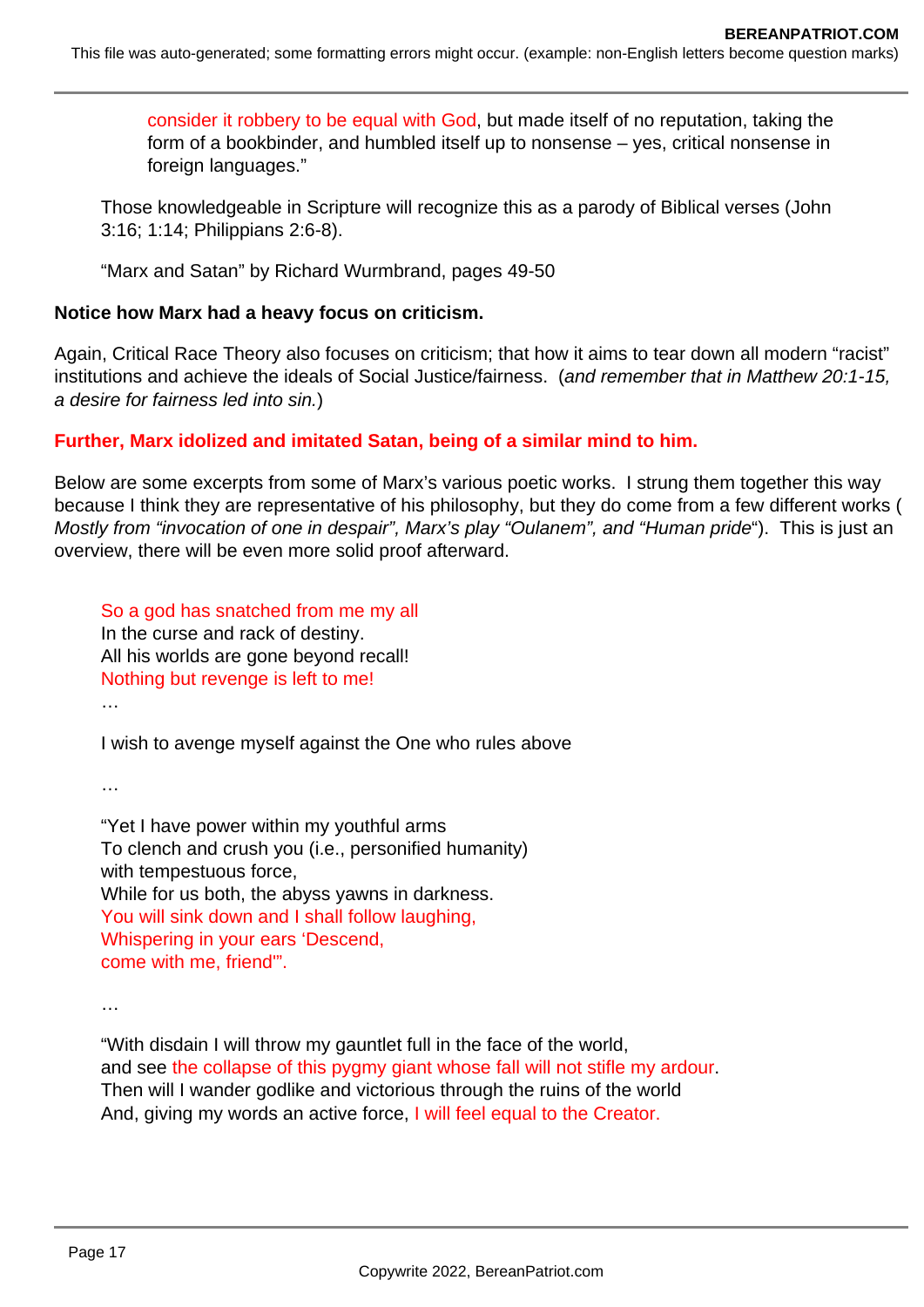consider it robbery to be equal with God, but made itself of no reputation, taking the form of a bookbinder, and humbled itself up to nonsense – yes, critical nonsense in foreign languages."

Those knowledgeable in Scripture will recognize this as a parody of Biblical verses (John 3:16; 1:14; Philippians 2:6-8).

"Marx and Satan" by Richard Wurmbrand, pages 49-50

**Notice how Marx had a heavy focus on criticism.**

Again, Critical Race Theory also focuses on criticism; that how it aims to tear down all modern "racist" institutions and achieve the ideals of Social Justice/fairness. (*and remember that in Matthew 20:1-15, a desire for fairness led into sin.*)

**Further, Marx idolized and imitated Satan, being of a similar mind to him.**

Below are some excerpts from some of Marx's various poetic works. I strung them together this way because I think they are representative of his philosophy, but they do come from a few different works ( *Mostly from "invocation of one in despair", Marx's play "Oulanem", and "Human pride*"). This is just an overview, there will be even more solid proof afterward.

> So a god has snatched from me my all
> In the curse and rack of destiny.
> All his worlds are gone beyond recall!
> Nothing but revenge is left to me!
> …
>
> I wish to avenge myself against the One who rules above
>
> …
>
> "Yet I have power within my youthful arms
> To clench and crush you (i.e., personified humanity)
> with tempestuous force,
> While for us both, the abyss yawns in darkness.
> You will sink down and I shall follow laughing,
> Whispering in your ears 'Descend,
> come with me, friend'".
>
> …
>
> "With disdain I will throw my gauntlet full in the face of the world,
> and see the collapse of this pygmy giant whose fall will not stifle my ardour.
> Then will I wander godlike and victorious through the ruins of the world
> And, giving my words an active force, I will feel equal to the Creator.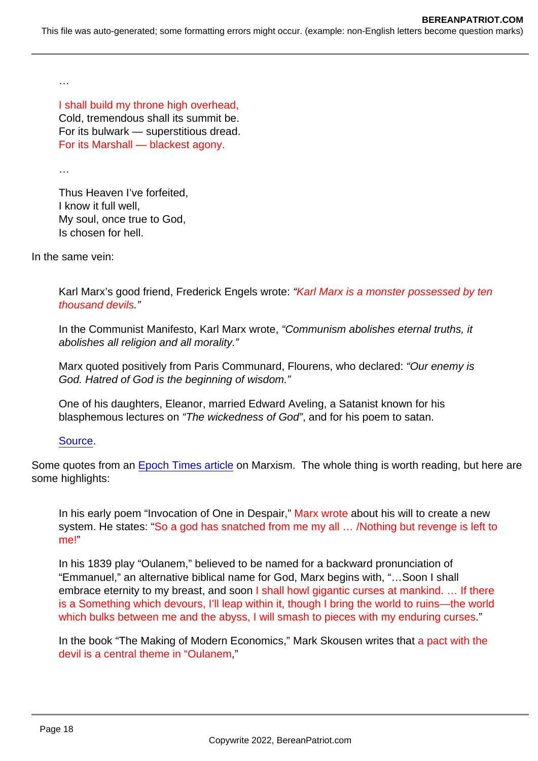> …
>
> I shall build my throne high overhead,
> Cold, tremendous shall its summit be.
> For its bulwark — superstitious dread.
> For its Marshall — blackest agony.
>
> …
>
> Thus Heaven I've forfeited,
> I know it full well,
> My soul, once true to God,
> Is chosen for hell.

In the same vein:

> Karl Marx's good friend, Frederick Engels wrote: *"Karl Marx is a monster possessed by ten thousand devils."*
>
> In the Communist Manifesto, Karl Marx wrote, *"Communism abolishes eternal truths, it abolishes all religion and all morality."*
>
> Marx quoted positively from Paris Communard, Flourens, who declared: *"Our enemy is God. Hatred of God is the beginning of wisdom."*
>
> One of his daughters, Eleanor, married Edward Aveling, a Satanist known for his blasphemous lectures on *"The wickedness of God"*, and for his poem to satan.
>
> Source.

Some quotes from an Epoch Times article on Marxism. The whole thing is worth reading, but here are some highlights:

> In his early poem "Invocation of One in Despair," Marx wrote about his will to create a new system. He states: "So a god has snatched from me my all … /Nothing but revenge is left to me!"
>
> In his 1839 play "Oulanem," believed to be named for a backward pronunciation of "Emmanuel," an alternative biblical name for God, Marx begins with, "…Soon I shall embrace eternity to my breast, and soon I shall howl gigantic curses at mankind. … If there is a Something which devours, I'll leap within it, though I bring the world to ruins—the world which bulks between me and the abyss, I will smash to pieces with my enduring curses."
>
> In the book "The Making of Modern Economics," Mark Skousen writes that a pact with the devil is a central theme in "Oulanem,"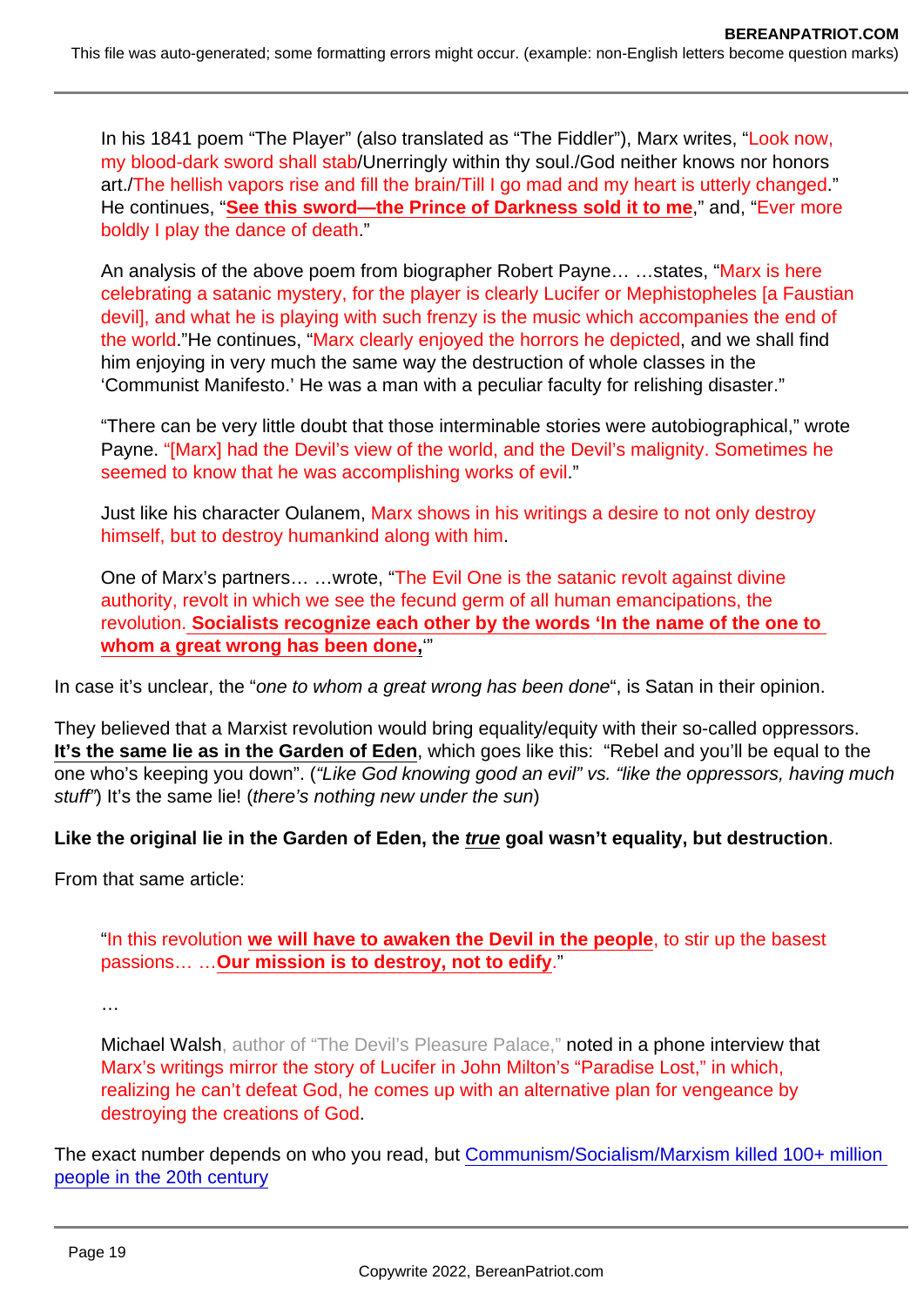> In his 1841 poem "The Player" (also translated as "The Fiddler"), Marx writes, "Look now, my blood-dark sword shall stab/Unerringly within thy soul./God neither knows nor honors art./The hellish vapors rise and fill the brain/Till I go mad and my heart is utterly changed." He continues, "**See this sword—the Prince of Darkness sold it to me**," and, "Ever more boldly I play the dance of death."
>
> An analysis of the above poem from biographer Robert Payne… …states, "Marx is here celebrating a satanic mystery, for the player is clearly Lucifer or Mephistopheles [a Faustian devil], and what he is playing with such frenzy is the music which accompanies the end of the world."He continues, "Marx clearly enjoyed the horrors he depicted, and we shall find him enjoying in very much the same way the destruction of whole classes in the 'Communist Manifesto.' He was a man with a peculiar faculty for relishing disaster."
>
> "There can be very little doubt that those interminable stories were autobiographical," wrote Payne. "[Marx] had the Devil's view of the world, and the Devil's malignity. Sometimes he seemed to know that he was accomplishing works of evil."
>
> Just like his character Oulanem, Marx shows in his writings a desire to not only destroy himself, but to destroy humankind along with him.
>
> One of Marx's partners… …wrote, "The Evil One is the satanic revolt against divine authority, revolt in which we see the fecund germ of all human emancipations, the revolution. **Socialists recognize each other by the words 'In the name of the one to whom a great wrong has been done,**'"

In case it's unclear, the "*one to whom a great wrong has been done*", is Satan in their opinion.

They believed that a Marxist revolution would bring equality/equity with their so-called oppressors. **It's the same lie as in the Garden of Eden**, which goes like this: "Rebel and you'll be equal to the one who's keeping you down". (*"Like God knowing good an evil" vs. "like the oppressors, having much stuff"*) It's the same lie! (*there's nothing new under the sun*)

**Like the original lie in the Garden of Eden, the *true* goal wasn't equality, but destruction**.

From that same article:

> "In this revolution **we will have to awaken the Devil in the people**, to stir up the basest passions… …**Our mission is to destroy, not to edify**."
>
> …
>
> Michael Walsh, author of "The Devil's Pleasure Palace," noted in a phone interview that Marx's writings mirror the story of Lucifer in John Milton's "Paradise Lost," in which, realizing he can't defeat God, he comes up with an alternative plan for vengeance by destroying the creations of God.

The exact number depends on who you read, but Communism/Socialism/Marxism killed 100+ million people in the 20th century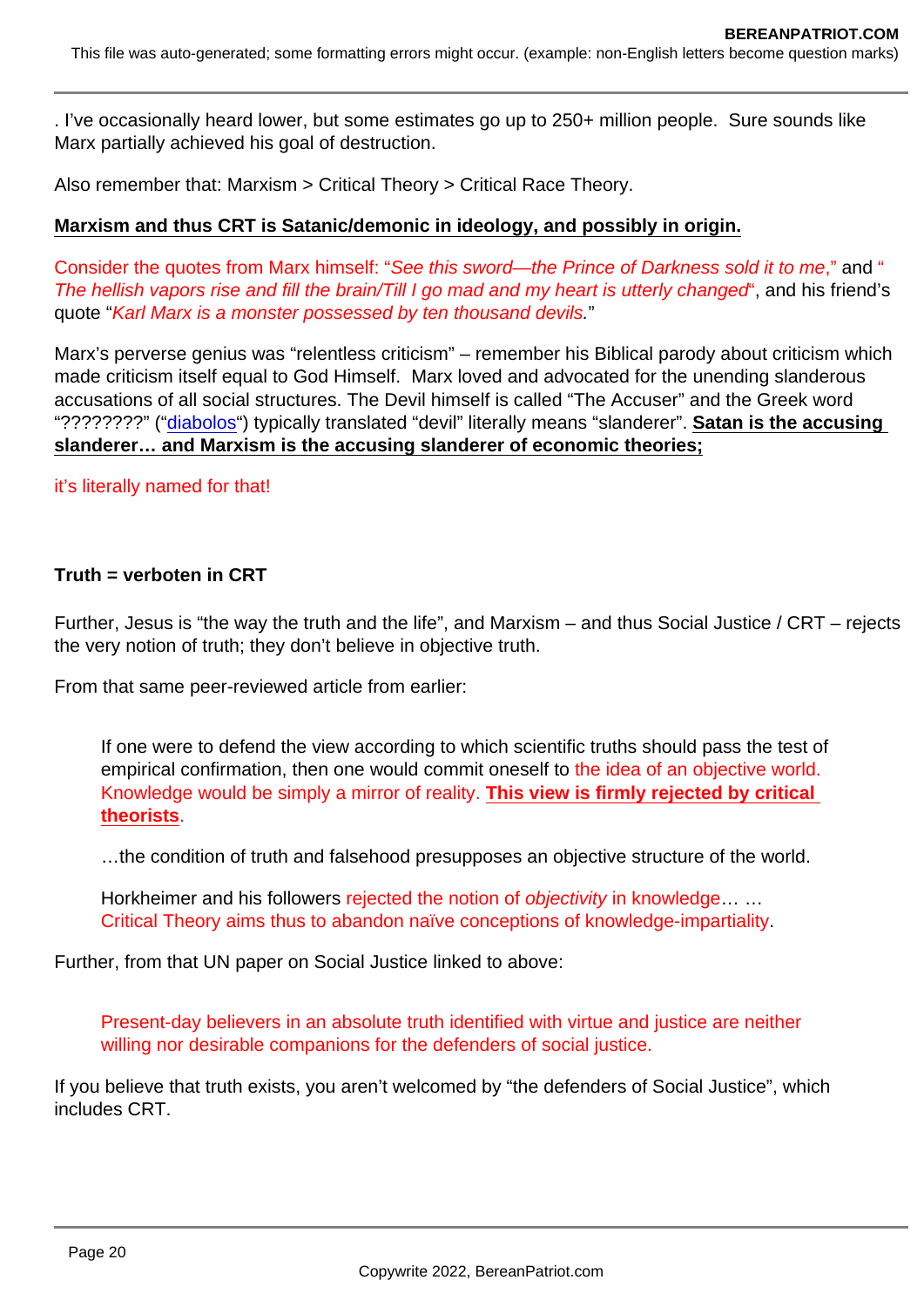. I've occasionally heard lower, but some estimates go up to 250+ million people. Sure sounds like Marx partially achieved his goal of destruction.

Also remember that: Marxism > Critical Theory > Critical Race Theory.

**Marxism and thus CRT is Satanic/demonic in ideology, and possibly in origin.**

Consider the quotes from Marx himself: "*See this sword—the Prince of Darkness sold it to me*," and "*The hellish vapors rise and fill the brain/Till I go mad and my heart is utterly changed*", and his friend's quote "*Karl Marx is a monster possessed by ten thousand devils.*"

Marx's perverse genius was "relentless criticism" – remember his Biblical parody about criticism which made criticism itself equal to God Himself. Marx loved and advocated for the unending slanderous accusations of all social structures. The Devil himself is called "The Accuser" and the Greek word "????????" ("diabolos") typically translated "devil" literally means "slanderer". **Satan is the accusing slanderer… and Marxism is the accusing slanderer of economic theories;**

it's literally named for that!

**Truth = verboten in CRT**

Further, Jesus is "the way the truth and the life", and Marxism – and thus Social Justice / CRT – rejects the very notion of truth; they don't believe in objective truth.

From that same peer-reviewed article from earlier:

> If one were to defend the view according to which scientific truths should pass the test of empirical confirmation, then one would commit oneself to the idea of an objective world. Knowledge would be simply a mirror of reality. **This view is firmly rejected by critical theorists**.
>
> …the condition of truth and falsehood presupposes an objective structure of the world.
>
> Horkheimer and his followers rejected the notion of *objectivity* in knowledge… … Critical Theory aims thus to abandon naïve conceptions of knowledge-impartiality.

Further, from that UN paper on Social Justice linked to above:

> Present-day believers in an absolute truth identified with virtue and justice are neither willing nor desirable companions for the defenders of social justice.

If you believe that truth exists, you aren't welcomed by "the defenders of Social Justice", which includes CRT.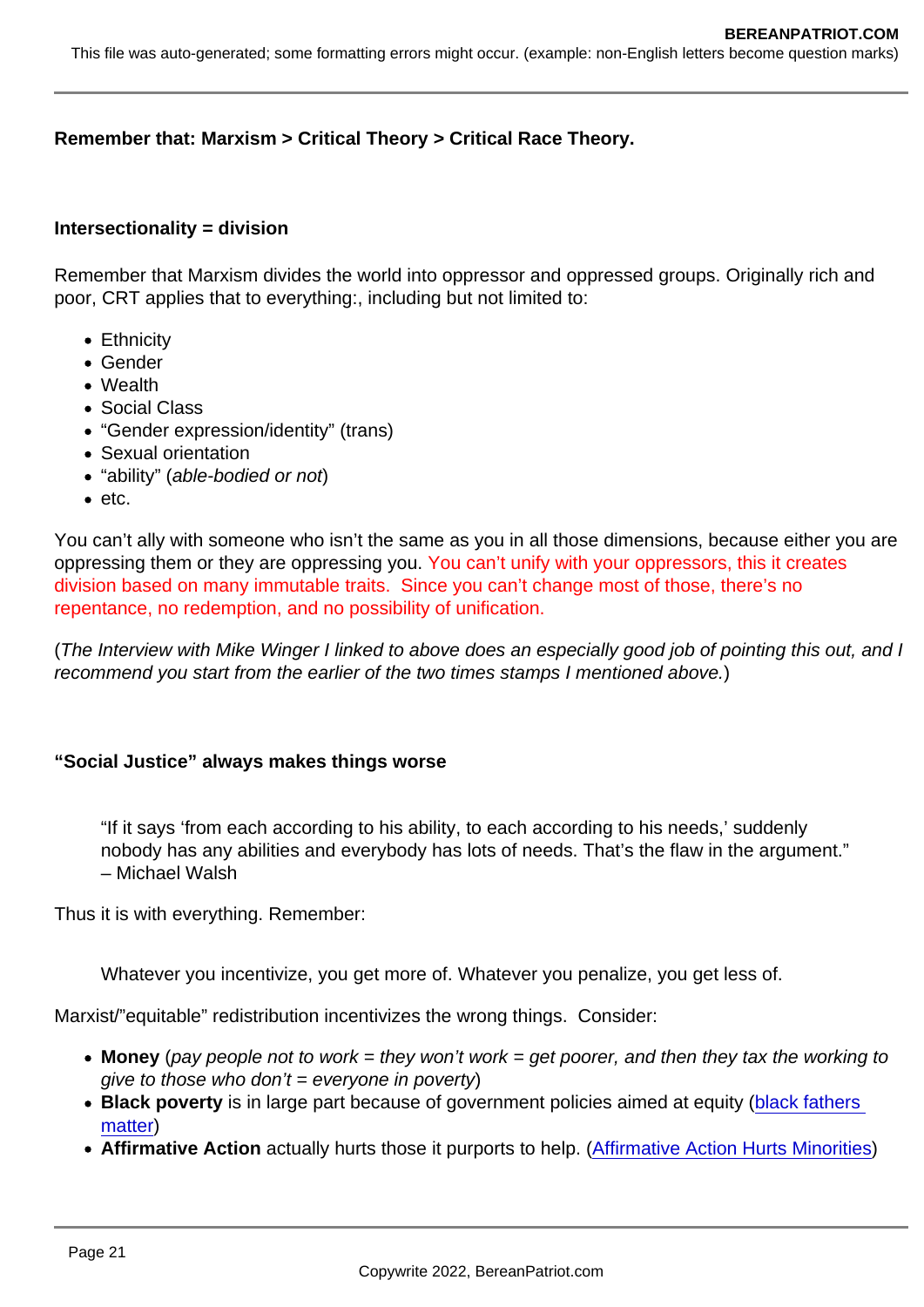**Remember that: Marxism > Critical Theory > Critical Race Theory.**

**Intersectionality = division**

Remember that Marxism divides the world into oppressor and oppressed groups. Originally rich and poor, CRT applies that to everything:, including but not limited to:

- Ethnicity
- Gender
- Wealth
- Social Class
- “Gender expression/identity” (trans)
- Sexual orientation
- “ability” (*able-bodied or not*)
- etc.

You can’t ally with someone who isn’t the same as you in all those dimensions, because either you are oppressing them or they are oppressing you. You can’t unify with your oppressors, this it creates division based on many immutable traits. Since you can’t change most of those, there’s no repentance, no redemption, and no possibility of unification.

(*The Interview with Mike Winger I linked to above does an especially good job of pointing this out, and I recommend you start from the earlier of the two times stamps I mentioned above.*)

**“Social Justice” always makes things worse**

> “If it says ‘from each according to his ability, to each according to his needs,’ suddenly nobody has any abilities and everybody has lots of needs. That’s the flaw in the argument.”
> – Michael Walsh

Thus it is with everything. Remember:

> Whatever you incentivize, you get more of. Whatever you penalize, you get less of.

Marxist/”equitable” redistribution incentivizes the wrong things. Consider:

- **Money** (*pay people not to work = they won’t work = get poorer, and then they tax the working to give to those who don’t = everyone in poverty*)
- **Black poverty** is in large part because of government policies aimed at equity (black fathers matter)
- **Affirmative Action** actually hurts those it purports to help. (Affirmative Action Hurts Minorities)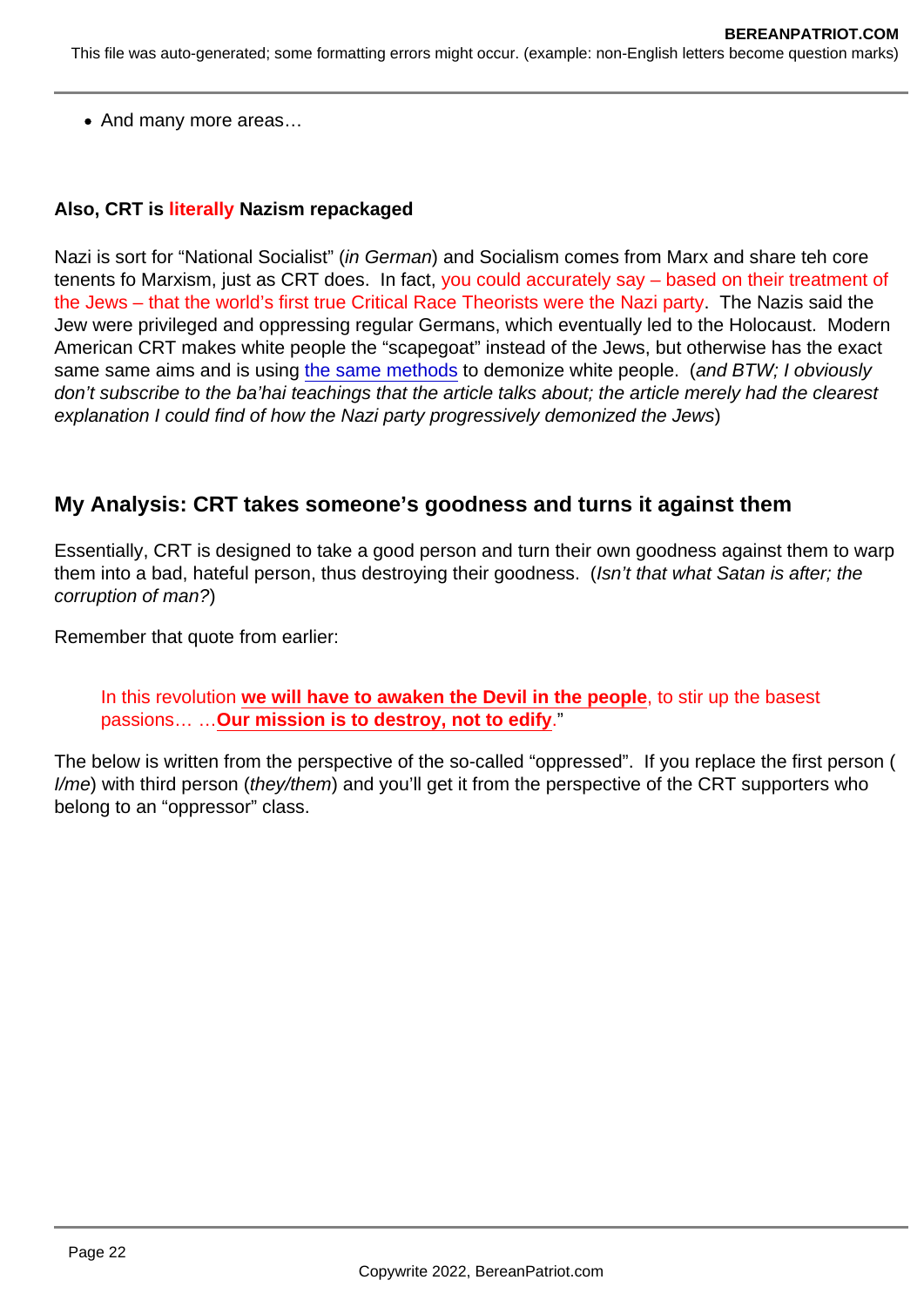- And many more areas…

**Also, CRT is literally Nazism repackaged**

Nazi is sort for "National Socialist" (*in German*) and Socialism comes from Marx and share teh core tenents fo Marxism, just as CRT does. In fact, you could accurately say – based on their treatment of the Jews – that the world's first true Critical Race Theorists were the Nazi party. The Nazis said the Jew were privileged and oppressing regular Germans, which eventually led to the Holocaust. Modern American CRT makes white people the "scapegoat" instead of the Jews, but otherwise has the exact same same aims and is using the same methods to demonize white people. (*and BTW; I obviously don't subscribe to the ba'hai teachings that the article talks about; the article merely had the clearest explanation I could find of how the Nazi party progressively demonized the Jews*)

## My Analysis: CRT takes someone's goodness and turns it against them

Essentially, CRT is designed to take a good person and turn their own goodness against them to warp them into a bad, hateful person, thus destroying their goodness. (*Isn't that what Satan is after; the corruption of man?*)

Remember that quote from earlier:

> In this revolution **we will have to awaken the Devil in the people**, to stir up the basest passions… …**Our mission is to destroy, not to edify**."

The below is written from the perspective of the so-called "oppressed". If you replace the first person (*I/me*) with third person (*they/them*) and you'll get it from the perspective of the CRT supporters who belong to an "oppressor" class.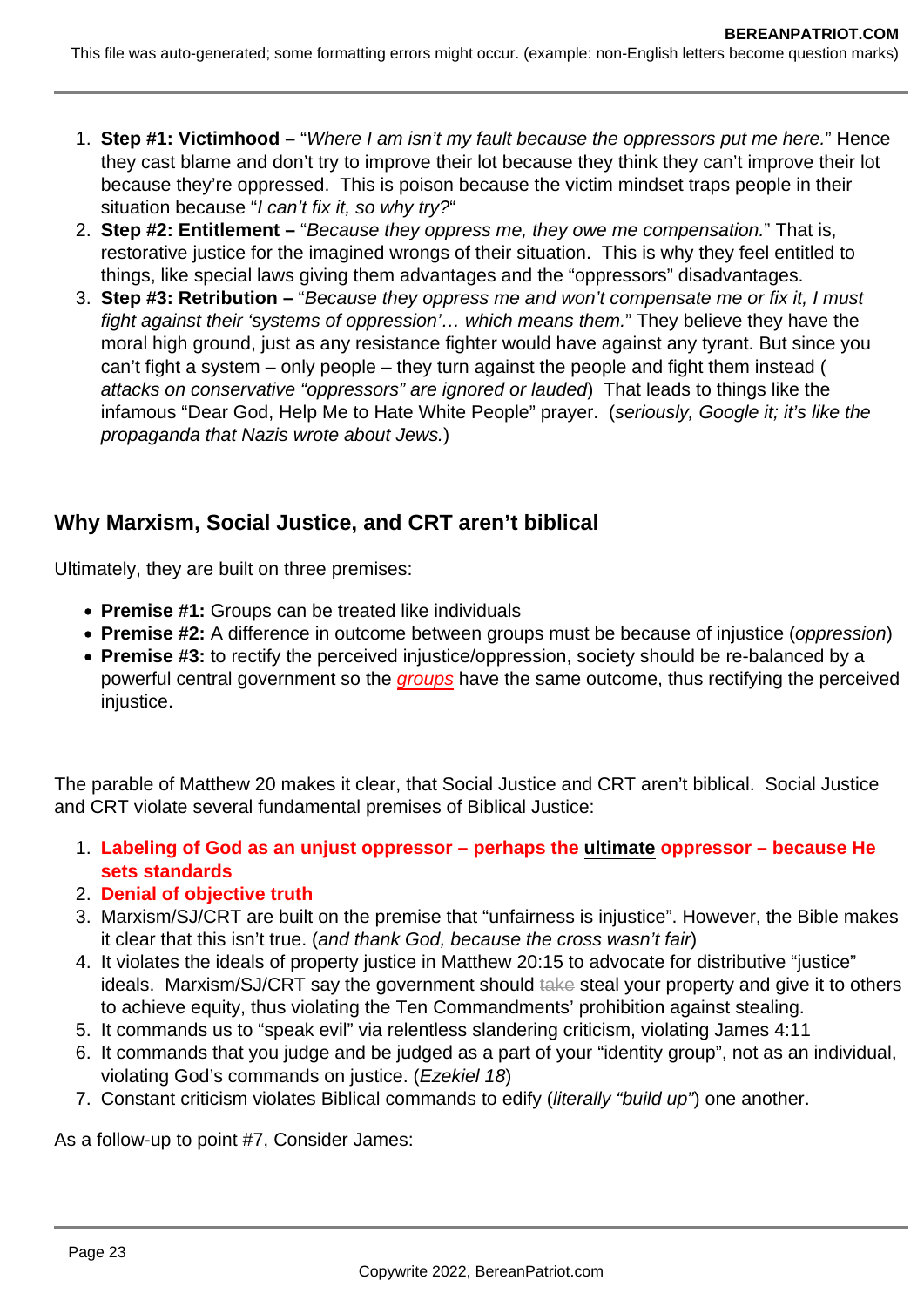1. **Step #1: Victimhood –** "*Where I am isn't my fault because the oppressors put me here.*" Hence they cast blame and don't try to improve their lot because they think they can't improve their lot because they're oppressed. This is poison because the victim mindset traps people in their situation because "*I can't fix it, so why try?*"
2. **Step #2: Entitlement –** "*Because they oppress me, they owe me compensation.*" That is, restorative justice for the imagined wrongs of their situation. This is why they feel entitled to things, like special laws giving them advantages and the "oppressors" disadvantages.
3. **Step #3: Retribution –** "*Because they oppress me and won't compensate me or fix it, I must fight against their 'systems of oppression'… which means them.*" They believe they have the moral high ground, just as any resistance fighter would have against any tyrant. But since you can't fight a system – only people – they turn against the people and fight them instead (*attacks on conservative "oppressors" are ignored or lauded*) That leads to things like the infamous "Dear God, Help Me to Hate White People" prayer. (*seriously, Google it; it's like the propaganda that Nazis wrote about Jews.*)

## Why Marxism, Social Justice, and CRT aren't biblical

Ultimately, they are built on three premises:

- **Premise #1:** Groups can be treated like individuals
- **Premise #2:** A difference in outcome between groups must be because of injustice (*oppression*)
- **Premise #3:** to rectify the perceived injustice/oppression, society should be re-balanced by a powerful central government so the *groups* have the same outcome, thus rectifying the perceived injustice.

The parable of Matthew 20 makes it clear, that Social Justice and CRT aren't biblical. Social Justice and CRT violate several fundamental premises of Biblical Justice:

1. **Labeling of God as an unjust oppressor – perhaps the ultimate oppressor – because He sets standards**
2. **Denial of objective truth**
3. Marxism/SJ/CRT are built on the premise that "unfairness is injustice". However, the Bible makes it clear that this isn't true. (*and thank God, because the cross wasn't fair*)
4. It violates the ideals of property justice in Matthew 20:15 to advocate for distributive "justice" ideals. Marxism/SJ/CRT say the government should ~~take~~ steal your property and give it to others to achieve equity, thus violating the Ten Commandments' prohibition against stealing.
5. It commands us to "speak evil" via relentless slandering criticism, violating James 4:11
6. It commands that you judge and be judged as a part of your "identity group", not as an individual, violating God's commands on justice. (*Ezekiel 18*)
7. Constant criticism violates Biblical commands to edify (*literally "build up"*) one another.

As a follow-up to point #7, Consider James: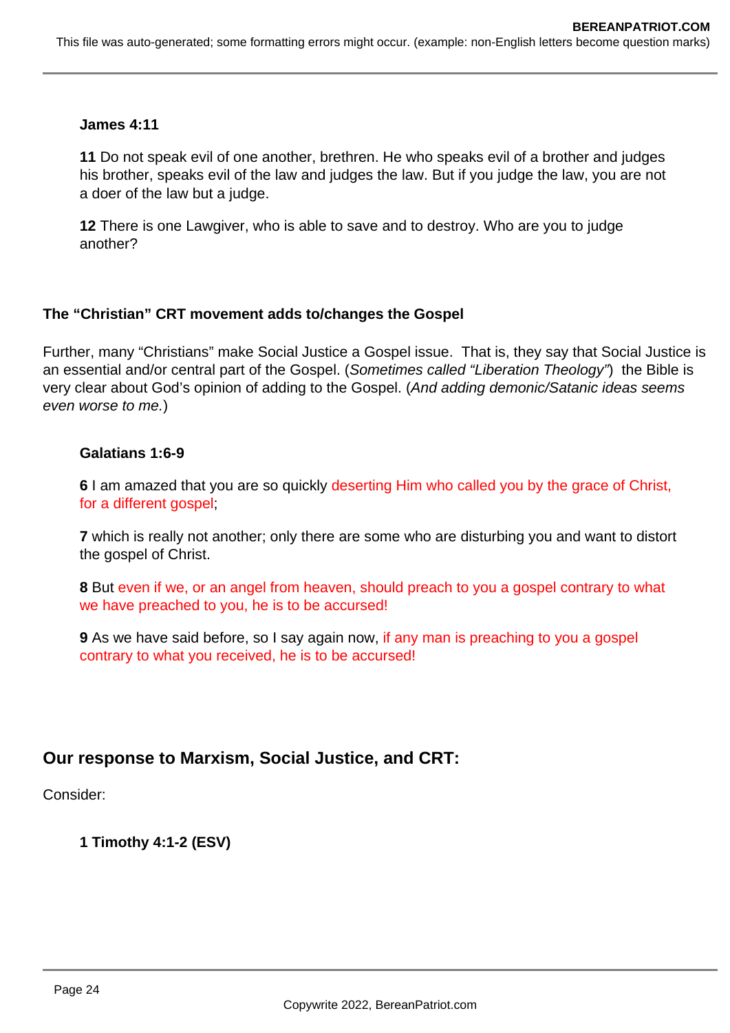**James 4:11**

**11** Do not speak evil of one another, brethren. He who speaks evil of a brother and judges his brother, speaks evil of the law and judges the law. But if you judge the law, you are not a doer of the law but a judge.

**12** There is one Lawgiver, who is able to save and to destroy. Who are you to judge another?

**The "Christian" CRT movement adds to/changes the Gospel**

Further, many "Christians" make Social Justice a Gospel issue. That is, they say that Social Justice is an essential and/or central part of the Gospel. (*Sometimes called "Liberation Theology"*) the Bible is very clear about God's opinion of adding to the Gospel. (*And adding demonic/Satanic ideas seems even worse to me.*)

**Galatians 1:6-9**

**6** I am amazed that you are so quickly deserting Him who called you by the grace of Christ, for a different gospel;

**7** which is really not another; only there are some who are disturbing you and want to distort the gospel of Christ.

**8** But even if we, or an angel from heaven, should preach to you a gospel contrary to what we have preached to you, he is to be accursed!

**9** As we have said before, so I say again now, if any man is preaching to you a gospel contrary to what you received, he is to be accursed!

## Our response to Marxism, Social Justice, and CRT:

Consider:

**1 Timothy 4:1-2 (ESV)**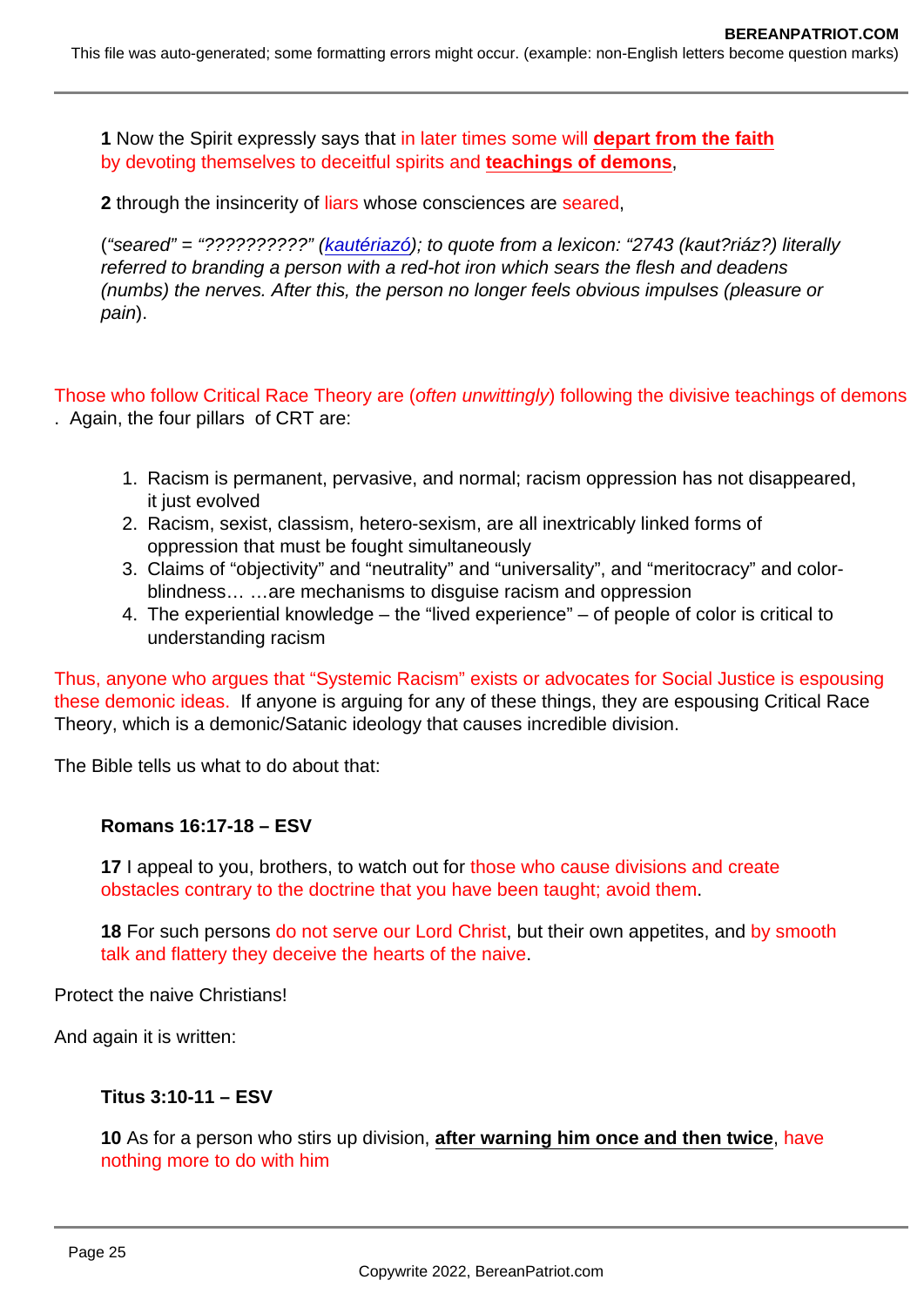**1** Now the Spirit expressly says that in later times some will **depart from the faith** by devoting themselves to deceitful spirits and **teachings of demons**,

**2** through the insincerity of liars whose consciences are seared,

*("seared" = "??????????" (kautériazó); to quote from a lexicon: "2743 (kaut?riáz?) literally referred to branding a person with a red-hot iron which sears the flesh and deadens (numbs) the nerves. After this, the person no longer feels obvious impulses (pleasure or pain*).

Those who follow Critical Race Theory are (*often unwittingly*) following the divisive teachings of demons. Again, the four pillars of CRT are:

1. Racism is permanent, pervasive, and normal; racism oppression has not disappeared, it just evolved
2. Racism, sexist, classism, hetero-sexism, are all inextricably linked forms of oppression that must be fought simultaneously
3. Claims of "objectivity" and "neutrality" and "universality", and "meritocracy" and color-blindness… …are mechanisms to disguise racism and oppression
4. The experiential knowledge – the "lived experience" – of people of color is critical to understanding racism

Thus, anyone who argues that "Systemic Racism" exists or advocates for Social Justice is espousing these demonic ideas. If anyone is arguing for any of these things, they are espousing Critical Race Theory, which is a demonic/Satanic ideology that causes incredible division.

The Bible tells us what to do about that:

**Romans 16:17-18 – ESV**

**17** I appeal to you, brothers, to watch out for those who cause divisions and create obstacles contrary to the doctrine that you have been taught; avoid them.

**18** For such persons do not serve our Lord Christ, but their own appetites, and by smooth talk and flattery they deceive the hearts of the naive.

Protect the naive Christians!

And again it is written:

**Titus 3:10-11 – ESV**

**10** As for a person who stirs up division, **after warning him once and then twice**, have nothing more to do with him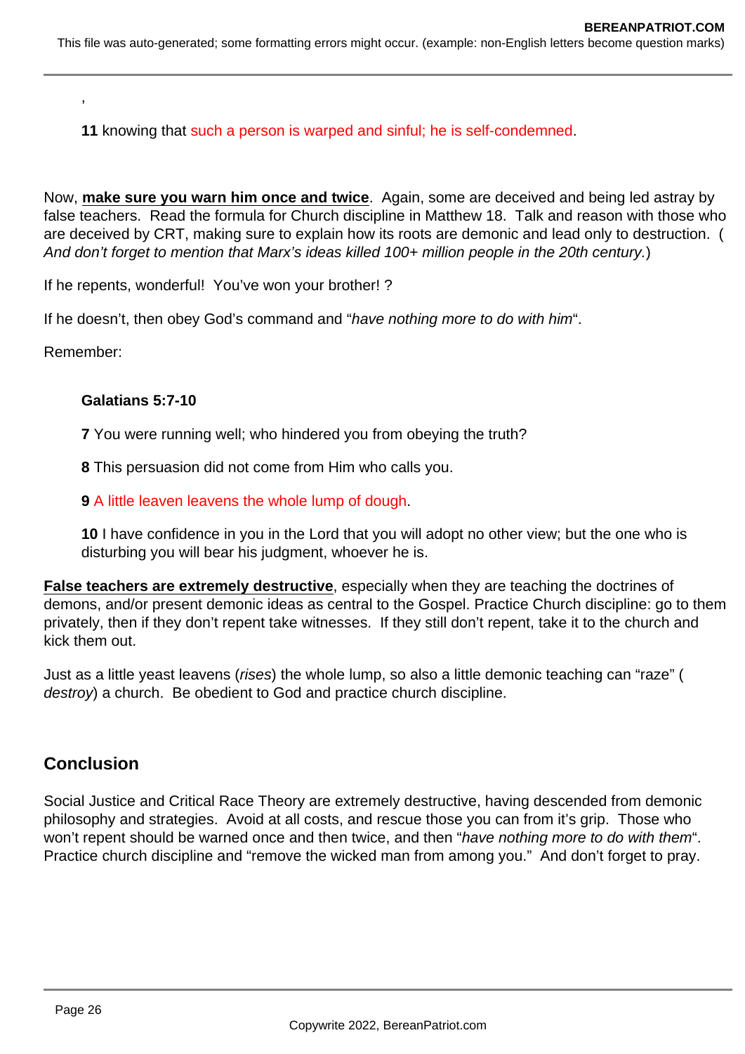,

> **11** knowing that such a person is warped and sinful; he is self-condemned.

Now, **make sure you warn him once and twice**. Again, some are deceived and being led astray by false teachers. Read the formula for Church discipline in Matthew 18. Talk and reason with those who are deceived by CRT, making sure to explain how its roots are demonic and lead only to destruction. (*And don't forget to mention that Marx's ideas killed 100+ million people in the 20th century.*)

If he repents, wonderful! You've won your brother! ?

If he doesn't, then obey God's command and "*have nothing more to do with him*".

Remember:

> **Galatians 5:7-10**
>
> **7** You were running well; who hindered you from obeying the truth?
>
> **8** This persuasion did not come from Him who calls you.
>
> **9** A little leaven leavens the whole lump of dough.
>
> **10** I have confidence in you in the Lord that you will adopt no other view; but the one who is disturbing you will bear his judgment, whoever he is.

**False teachers are extremely destructive**, especially when they are teaching the doctrines of demons, and/or present demonic ideas as central to the Gospel. Practice Church discipline: go to them privately, then if they don't repent take witnesses. If they still don't repent, take it to the church and kick them out.

Just as a little yeast leavens (*rises*) the whole lump, so also a little demonic teaching can "raze" (*destroy*) a church. Be obedient to God and practice church discipline.

## Conclusion

Social Justice and Critical Race Theory are extremely destructive, having descended from demonic philosophy and strategies. Avoid at all costs, and rescue those you can from it's grip. Those who won't repent should be warned once and then twice, and then "*have nothing more to do with them*". Practice church discipline and "remove the wicked man from among you." And don't forget to pray.